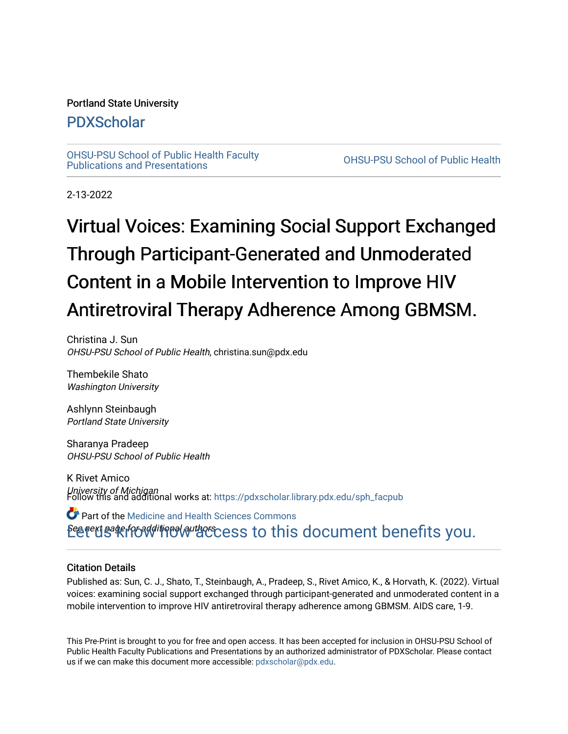Portland State University

# PDXScholar

OHSU-PSU School of Public Health Faculty Publications and Presentations

OHSU-PSU School of Public Health

2-13-2022

# Virtual Voices: Examining Social Support Exchanged Through Participant-Generated and Unmoderated Content in a Mobile Intervention to Improve HIV Antiretroviral Therapy Adherence Among GBMSM.

Christina J. Sun
*OHSU-PSU School of Public Health*, christina.sun@pdx.edu

Thembekile Shato
*Washington University*

Ashlynn Steinbaugh
*Portland State University*

Sharanya Pradeep
*OHSU-PSU School of Public Health*

K Rivet Amico
*University of Michigan*

See next page for additional authors

Follow this and additional works at: https://pdxscholar.library.pdx.edu/sph_facpub

Part of the Medicine and Health Sciences Commons

Let us know how access to this document benefits you.

## Citation Details

Published as: Sun, C. J., Shato, T., Steinbaugh, A., Pradeep, S., Rivet Amico, K., & Horvath, K. (2022). Virtual voices: examining social support exchanged through participant-generated and unmoderated content in a mobile intervention to improve HIV antiretroviral therapy adherence among GBMSM. AIDS care, 1-9.

This Pre-Print is brought to you for free and open access. It has been accepted for inclusion in OHSU-PSU School of Public Health Faculty Publications and Presentations by an authorized administrator of PDXScholar. Please contact us if we can make this document more accessible: pdxscholar@pdx.edu.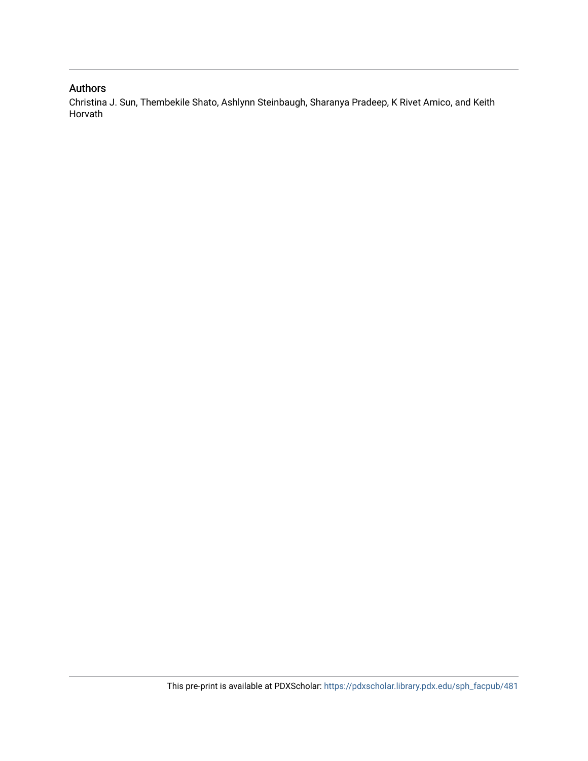## Authors

Christina J. Sun, Thembekile Shato, Ashlynn Steinbaugh, Sharanya Pradeep, K Rivet Amico, and Keith Horvath

This pre-print is available at PDXScholar: https://pdxscholar.library.pdx.edu/sph_facpub/481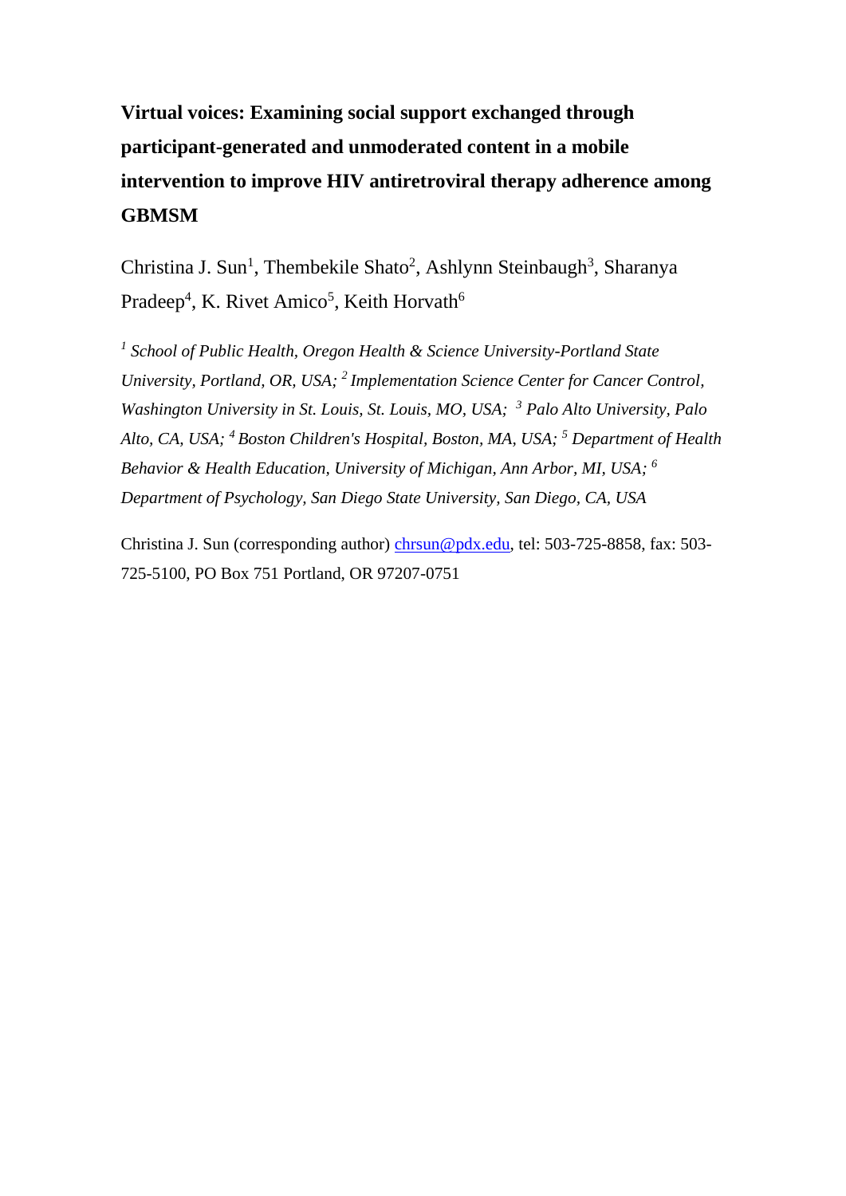# Virtual voices: Examining social support exchanged through participant-generated and unmoderated content in a mobile intervention to improve HIV antiretroviral therapy adherence among GBMSM

Christina J. Sun[1], Thembekile Shato[2], Ashlynn Steinbaugh[3], Sharanya Pradeep[4], K. Rivet Amico[5], Keith Horvath[6]

*[1] School of Public Health, Oregon Health & Science University-Portland State University, Portland, OR, USA; [2] Implementation Science Center for Cancer Control, Washington University in St. Louis, St. Louis, MO, USA; [3] Palo Alto University, Palo Alto, CA, USA; [4] Boston Children's Hospital, Boston, MA, USA; [5] Department of Health Behavior & Health Education, University of Michigan, Ann Arbor, MI, USA; [6] Department of Psychology, San Diego State University, San Diego, CA, USA*

Christina J. Sun (corresponding author) chrsun@pdx.edu, tel: 503-725-8858, fax: 503-725-5100, PO Box 751 Portland, OR 97207-0751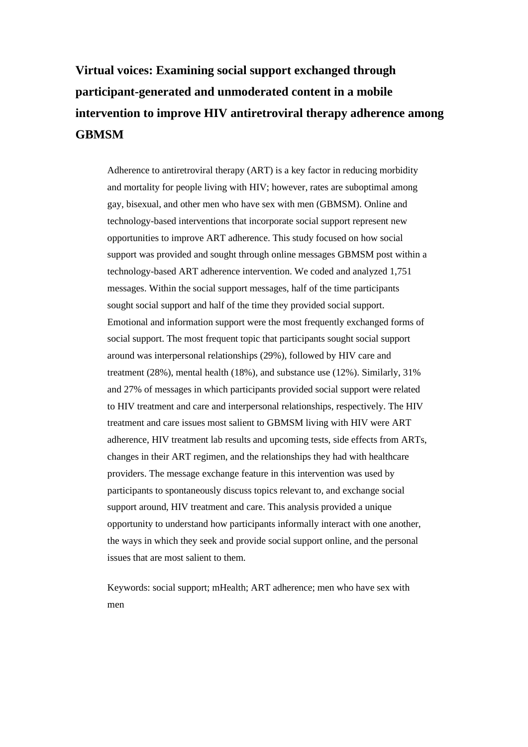# Virtual voices: Examining social support exchanged through participant-generated and unmoderated content in a mobile intervention to improve HIV antiretroviral therapy adherence among GBMSM

Adherence to antiretroviral therapy (ART) is a key factor in reducing morbidity and mortality for people living with HIV; however, rates are suboptimal among gay, bisexual, and other men who have sex with men (GBMSM). Online and technology-based interventions that incorporate social support represent new opportunities to improve ART adherence. This study focused on how social support was provided and sought through online messages GBMSM post within a technology-based ART adherence intervention. We coded and analyzed 1,751 messages. Within the social support messages, half of the time participants sought social support and half of the time they provided social support. Emotional and information support were the most frequently exchanged forms of social support. The most frequent topic that participants sought social support around was interpersonal relationships (29%), followed by HIV care and treatment (28%), mental health (18%), and substance use (12%). Similarly, 31% and 27% of messages in which participants provided social support were related to HIV treatment and care and interpersonal relationships, respectively. The HIV treatment and care issues most salient to GBMSM living with HIV were ART adherence, HIV treatment lab results and upcoming tests, side effects from ARTs, changes in their ART regimen, and the relationships they had with healthcare providers. The message exchange feature in this intervention was used by participants to spontaneously discuss topics relevant to, and exchange social support around, HIV treatment and care. This analysis provided a unique opportunity to understand how participants informally interact with one another, the ways in which they seek and provide social support online, and the personal issues that are most salient to them.

Keywords: social support; mHealth; ART adherence; men who have sex with men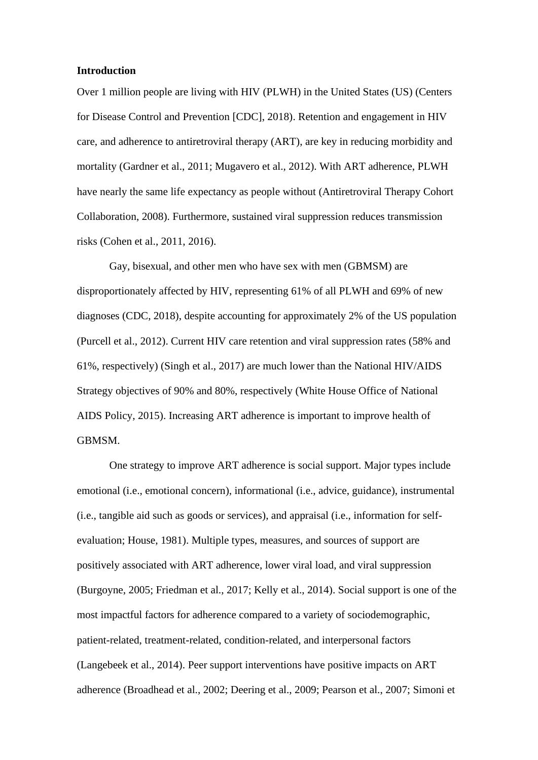**Introduction**

Over 1 million people are living with HIV (PLWH) in the United States (US) (Centers for Disease Control and Prevention [CDC], 2018). Retention and engagement in HIV care, and adherence to antiretroviral therapy (ART), are key in reducing morbidity and mortality (Gardner et al., 2011; Mugavero et al., 2012). With ART adherence, PLWH have nearly the same life expectancy as people without (Antiretroviral Therapy Cohort Collaboration, 2008). Furthermore, sustained viral suppression reduces transmission risks (Cohen et al., 2011, 2016).

Gay, bisexual, and other men who have sex with men (GBMSM) are disproportionately affected by HIV, representing 61% of all PLWH and 69% of new diagnoses (CDC, 2018), despite accounting for approximately 2% of the US population (Purcell et al., 2012). Current HIV care retention and viral suppression rates (58% and 61%, respectively) (Singh et al., 2017) are much lower than the National HIV/AIDS Strategy objectives of 90% and 80%, respectively (White House Office of National AIDS Policy, 2015). Increasing ART adherence is important to improve health of GBMSM.

One strategy to improve ART adherence is social support. Major types include emotional (i.e., emotional concern), informational (i.e., advice, guidance), instrumental (i.e., tangible aid such as goods or services), and appraisal (i.e., information for self-evaluation; House, 1981). Multiple types, measures, and sources of support are positively associated with ART adherence, lower viral load, and viral suppression (Burgoyne, 2005; Friedman et al., 2017; Kelly et al., 2014). Social support is one of the most impactful factors for adherence compared to a variety of sociodemographic, patient-related, treatment-related, condition-related, and interpersonal factors (Langebeek et al., 2014). Peer support interventions have positive impacts on ART adherence (Broadhead et al., 2002; Deering et al., 2009; Pearson et al., 2007; Simoni et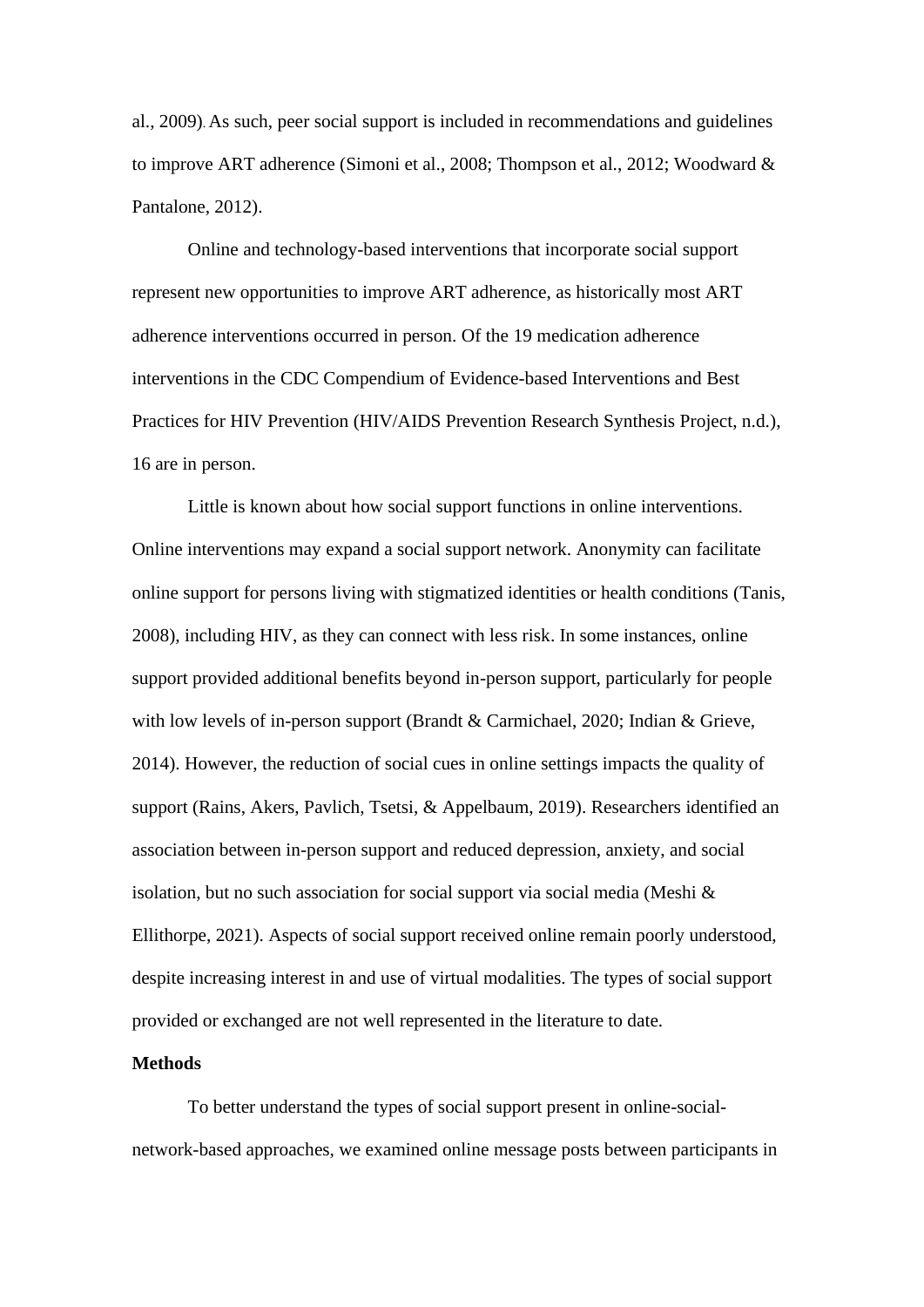al., 2009). As such, peer social support is included in recommendations and guidelines to improve ART adherence (Simoni et al., 2008; Thompson et al., 2012; Woodward & Pantalone, 2012).

Online and technology-based interventions that incorporate social support represent new opportunities to improve ART adherence, as historically most ART adherence interventions occurred in person. Of the 19 medication adherence interventions in the CDC Compendium of Evidence-based Interventions and Best Practices for HIV Prevention (HIV/AIDS Prevention Research Synthesis Project, n.d.), 16 are in person.

Little is known about how social support functions in online interventions. Online interventions may expand a social support network. Anonymity can facilitate online support for persons living with stigmatized identities or health conditions (Tanis, 2008), including HIV, as they can connect with less risk. In some instances, online support provided additional benefits beyond in-person support, particularly for people with low levels of in-person support (Brandt & Carmichael, 2020; Indian & Grieve, 2014). However, the reduction of social cues in online settings impacts the quality of support (Rains, Akers, Pavlich, Tsetsi, & Appelbaum, 2019). Researchers identified an association between in-person support and reduced depression, anxiety, and social isolation, but no such association for social support via social media (Meshi & Ellithorpe, 2021). Aspects of social support received online remain poorly understood, despite increasing interest in and use of virtual modalities. The types of social support provided or exchanged are not well represented in the literature to date.

**Methods**

To better understand the types of social support present in online-social-network-based approaches, we examined online message posts between participants in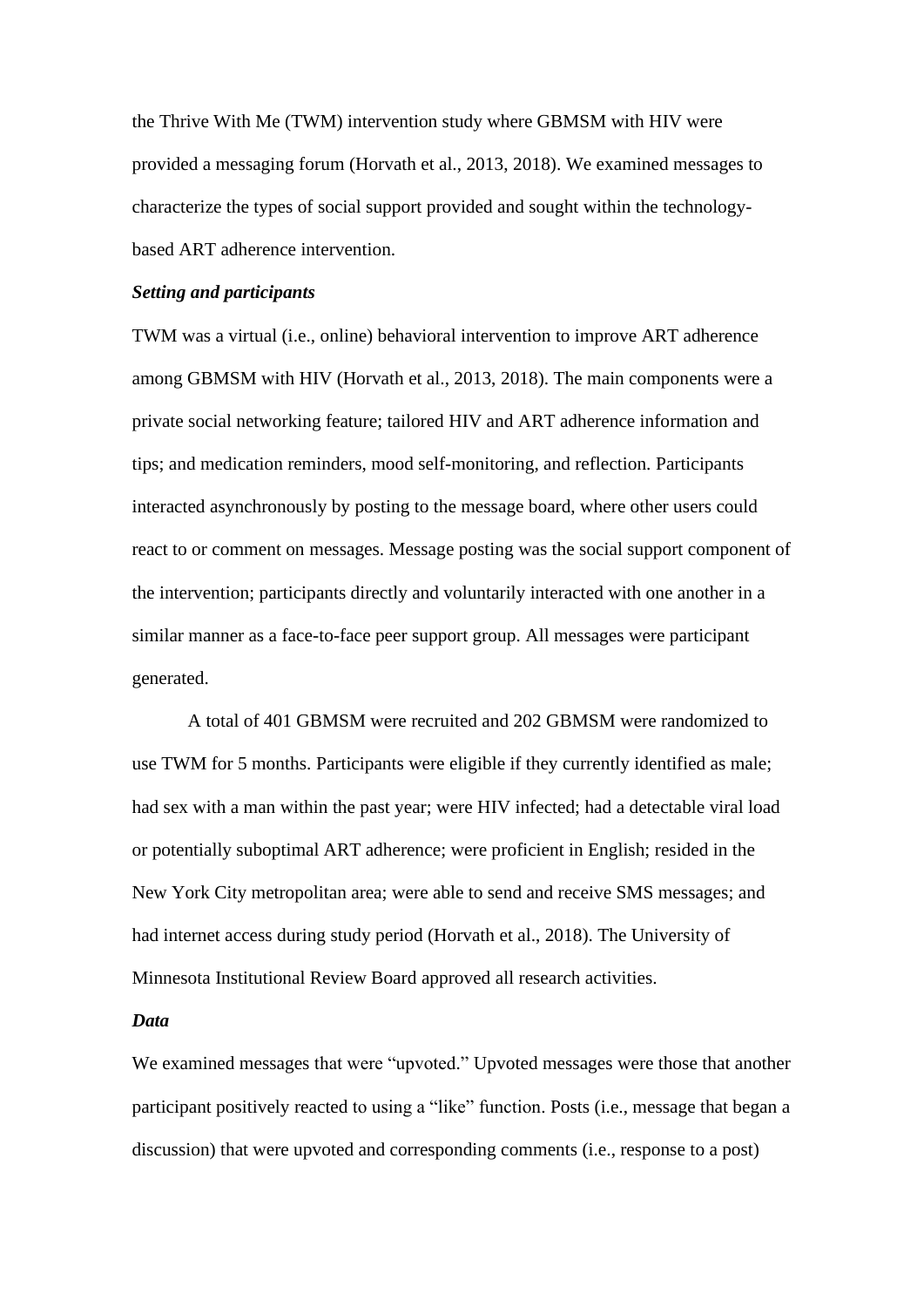the Thrive With Me (TWM) intervention study where GBMSM with HIV were provided a messaging forum (Horvath et al., 2013, 2018). We examined messages to characterize the types of social support provided and sought within the technology-based ART adherence intervention.

***Setting and participants***

TWM was a virtual (i.e., online) behavioral intervention to improve ART adherence among GBMSM with HIV (Horvath et al., 2013, 2018). The main components were a private social networking feature; tailored HIV and ART adherence information and tips; and medication reminders, mood self-monitoring, and reflection. Participants interacted asynchronously by posting to the message board, where other users could react to or comment on messages. Message posting was the social support component of the intervention; participants directly and voluntarily interacted with one another in a similar manner as a face-to-face peer support group. All messages were participant generated.

A total of 401 GBMSM were recruited and 202 GBMSM were randomized to use TWM for 5 months. Participants were eligible if they currently identified as male; had sex with a man within the past year; were HIV infected; had a detectable viral load or potentially suboptimal ART adherence; were proficient in English; resided in the New York City metropolitan area; were able to send and receive SMS messages; and had internet access during study period (Horvath et al., 2018). The University of Minnesota Institutional Review Board approved all research activities.

***Data***

We examined messages that were "upvoted." Upvoted messages were those that another participant positively reacted to using a "like" function. Posts (i.e., message that began a discussion) that were upvoted and corresponding comments (i.e., response to a post)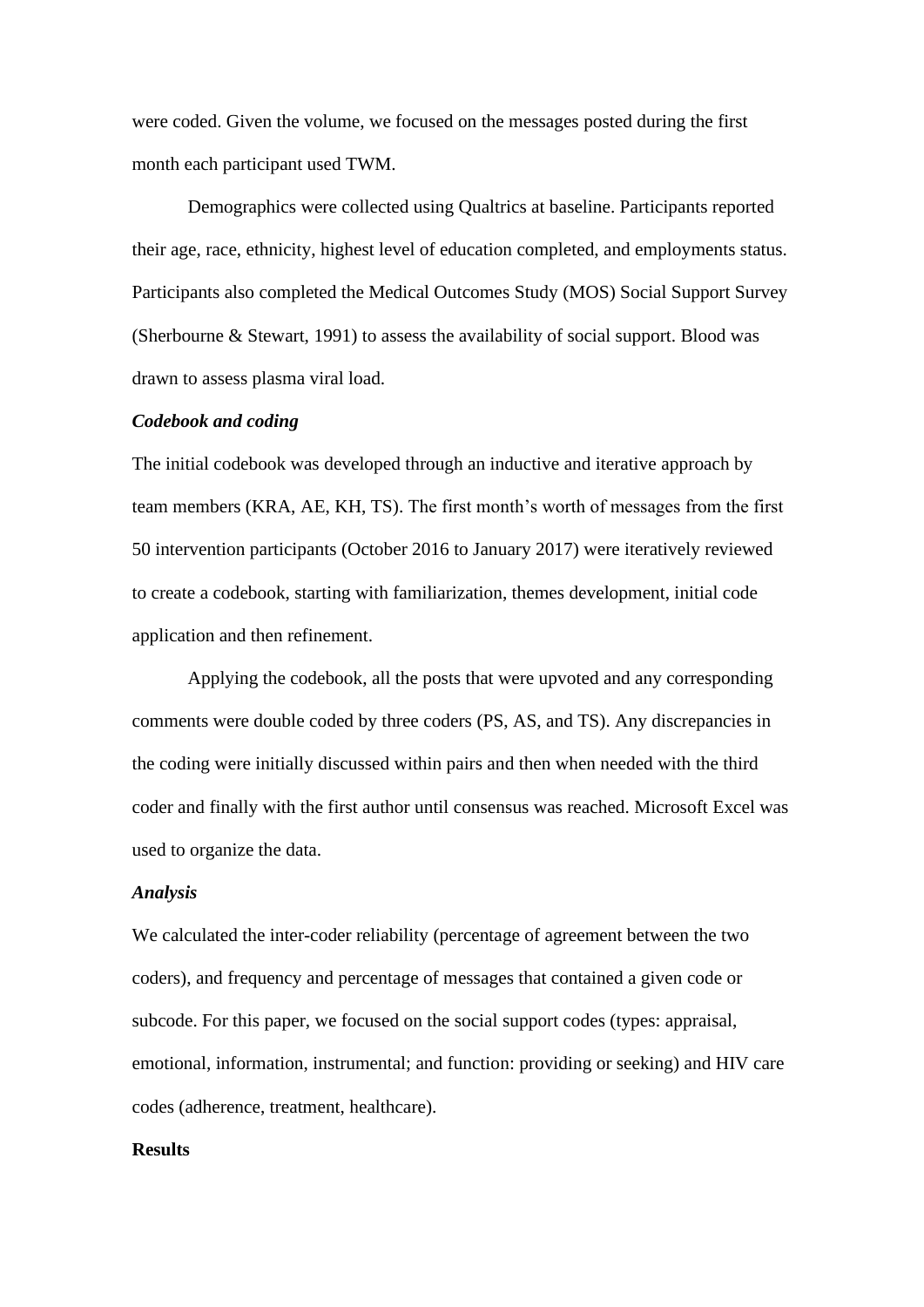were coded. Given the volume, we focused on the messages posted during the first month each participant used TWM.

Demographics were collected using Qualtrics at baseline. Participants reported their age, race, ethnicity, highest level of education completed, and employments status. Participants also completed the Medical Outcomes Study (MOS) Social Support Survey (Sherbourne & Stewart, 1991) to assess the availability of social support. Blood was drawn to assess plasma viral load.

***Codebook and coding***

The initial codebook was developed through an inductive and iterative approach by team members (KRA, AE, KH, TS). The first month's worth of messages from the first 50 intervention participants (October 2016 to January 2017) were iteratively reviewed to create a codebook, starting with familiarization, themes development, initial code application and then refinement.

Applying the codebook, all the posts that were upvoted and any corresponding comments were double coded by three coders (PS, AS, and TS). Any discrepancies in the coding were initially discussed within pairs and then when needed with the third coder and finally with the first author until consensus was reached. Microsoft Excel was used to organize the data.

***Analysis***

We calculated the inter-coder reliability (percentage of agreement between the two coders), and frequency and percentage of messages that contained a given code or subcode. For this paper, we focused on the social support codes (types: appraisal, emotional, information, instrumental; and function: providing or seeking) and HIV care codes (adherence, treatment, healthcare).

**Results**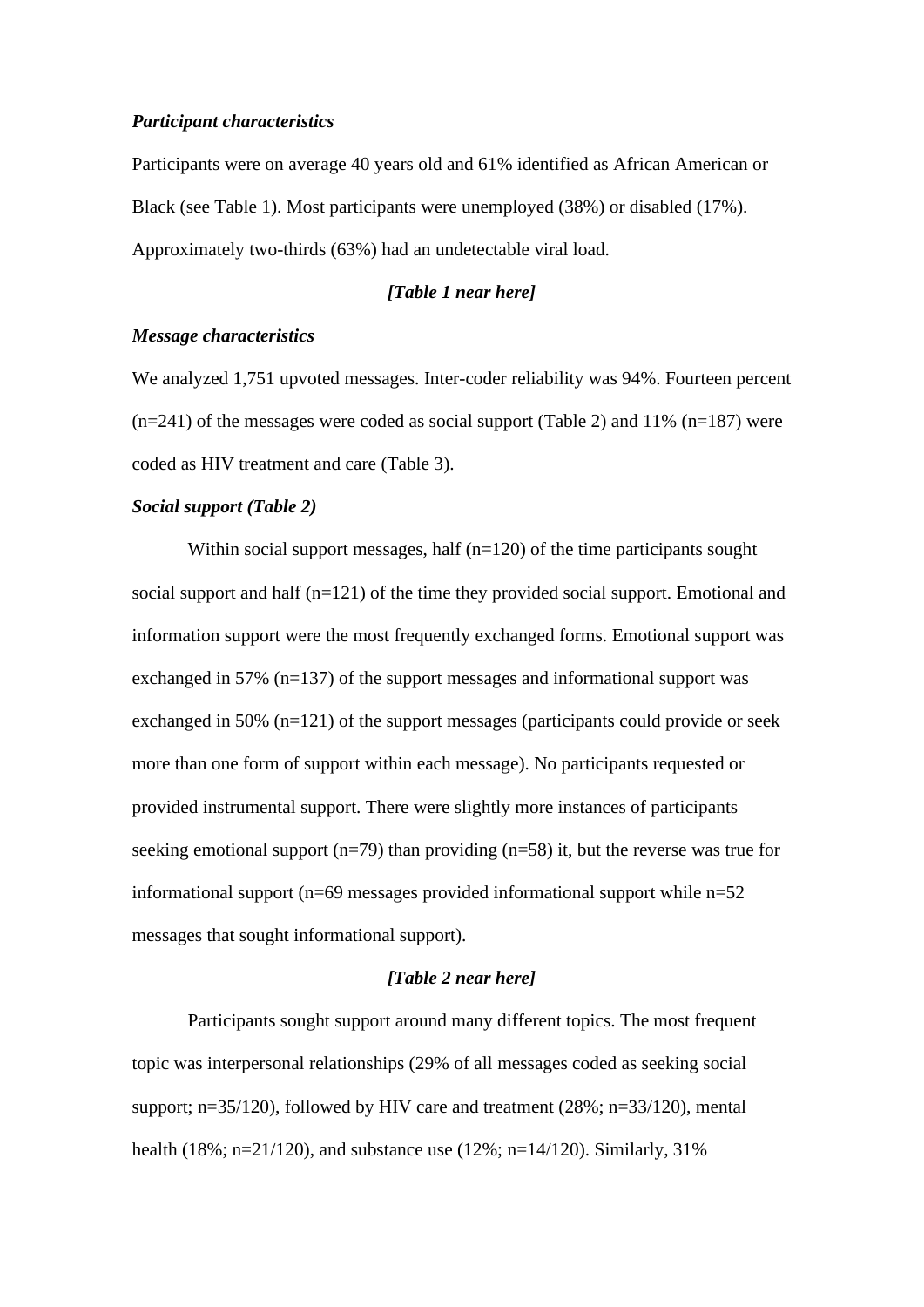***Participant characteristics***

Participants were on average 40 years old and 61% identified as African American or Black (see Table 1). Most participants were unemployed (38%) or disabled (17%). Approximately two-thirds (63%) had an undetectable viral load.

***[Table 1 near here]***

***Message characteristics***

We analyzed 1,751 upvoted messages. Inter-coder reliability was 94%. Fourteen percent (n=241) of the messages were coded as social support (Table 2) and 11% (n=187) were coded as HIV treatment and care (Table 3).

***Social support (Table 2)***

Within social support messages, half (n=120) of the time participants sought social support and half (n=121) of the time they provided social support. Emotional and information support were the most frequently exchanged forms. Emotional support was exchanged in 57% (n=137) of the support messages and informational support was exchanged in 50% (n=121) of the support messages (participants could provide or seek more than one form of support within each message). No participants requested or provided instrumental support. There were slightly more instances of participants seeking emotional support (n=79) than providing (n=58) it, but the reverse was true for informational support (n=69 messages provided informational support while n=52 messages that sought informational support).

***[Table 2 near here]***

Participants sought support around many different topics. The most frequent topic was interpersonal relationships (29% of all messages coded as seeking social support; n=35/120), followed by HIV care and treatment (28%; n=33/120), mental health (18%; n=21/120), and substance use (12%; n=14/120). Similarly, 31%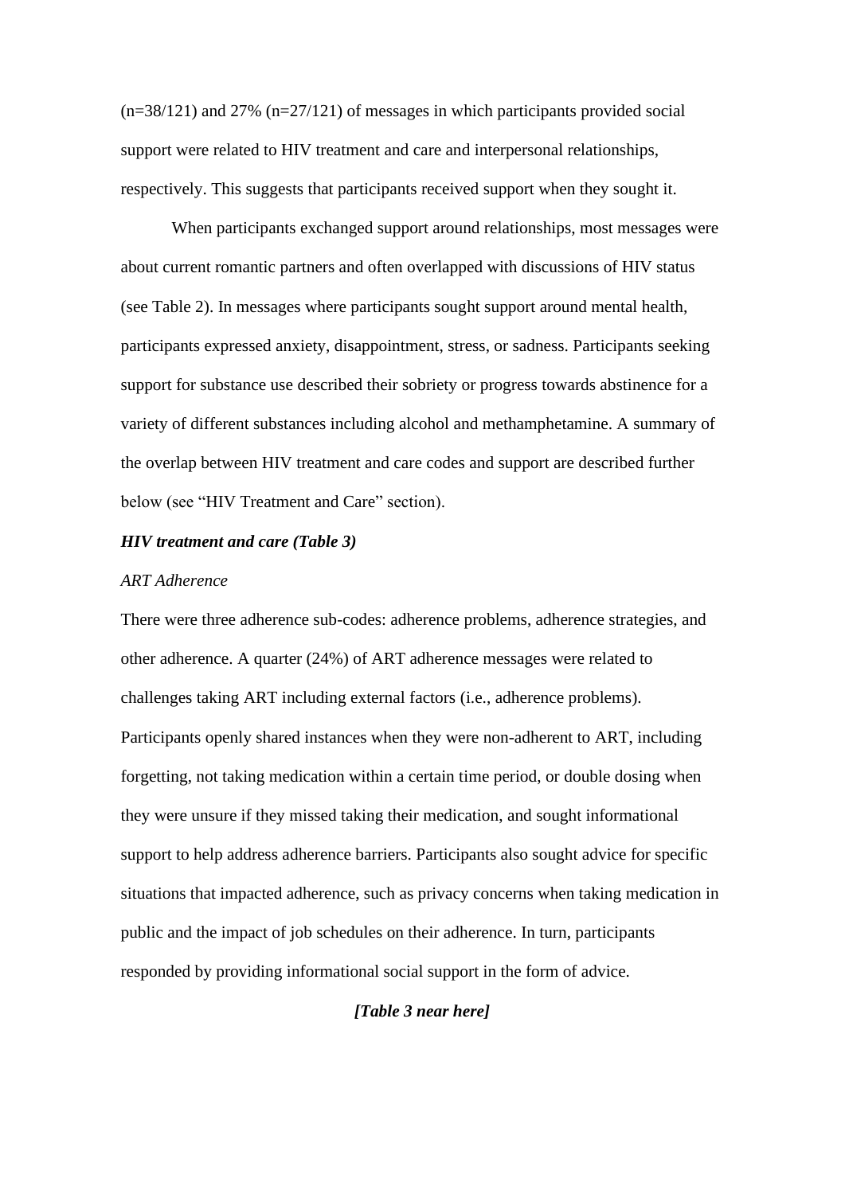(n=38/121) and 27% (n=27/121) of messages in which participants provided social support were related to HIV treatment and care and interpersonal relationships, respectively. This suggests that participants received support when they sought it.

When participants exchanged support around relationships, most messages were about current romantic partners and often overlapped with discussions of HIV status (see Table 2). In messages where participants sought support around mental health, participants expressed anxiety, disappointment, stress, or sadness. Participants seeking support for substance use described their sobriety or progress towards abstinence for a variety of different substances including alcohol and methamphetamine. A summary of the overlap between HIV treatment and care codes and support are described further below (see "HIV Treatment and Care" section).

***HIV treatment and care (Table 3)***

*ART Adherence*

There were three adherence sub-codes: adherence problems, adherence strategies, and other adherence. A quarter (24%) of ART adherence messages were related to challenges taking ART including external factors (i.e., adherence problems). Participants openly shared instances when they were non-adherent to ART, including forgetting, not taking medication within a certain time period, or double dosing when they were unsure if they missed taking their medication, and sought informational support to help address adherence barriers. Participants also sought advice for specific situations that impacted adherence, such as privacy concerns when taking medication in public and the impact of job schedules on their adherence. In turn, participants responded by providing informational social support in the form of advice.

***[Table 3 near here]***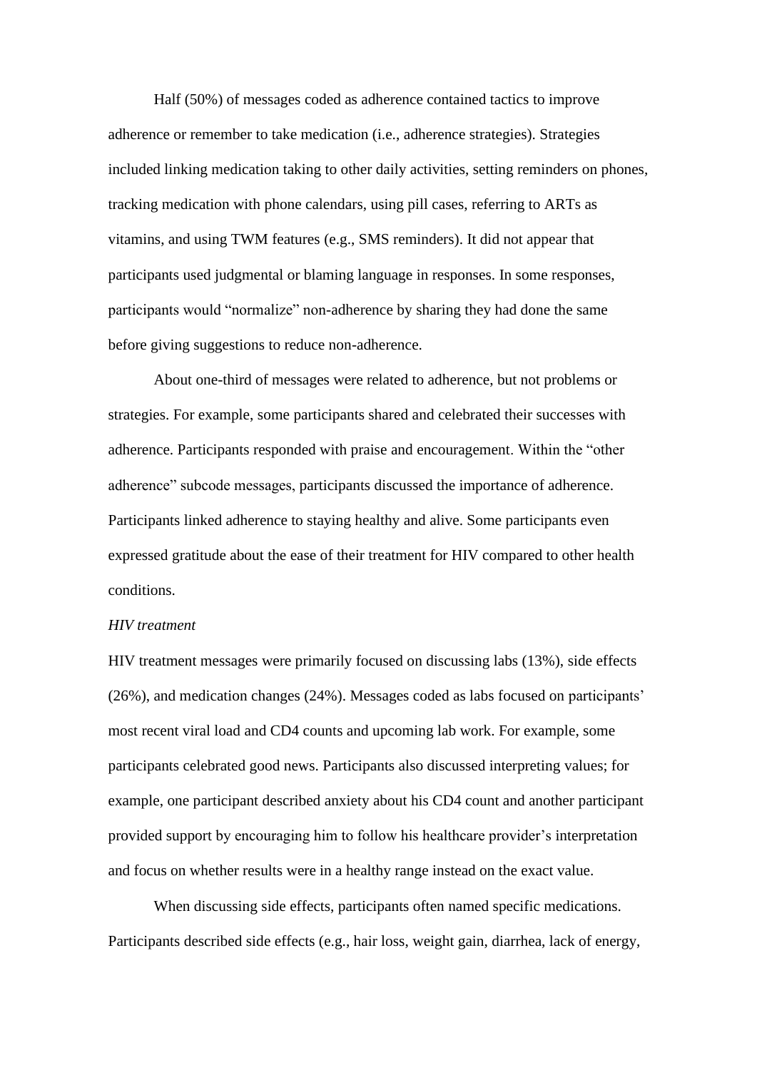Half (50%) of messages coded as adherence contained tactics to improve adherence or remember to take medication (i.e., adherence strategies). Strategies included linking medication taking to other daily activities, setting reminders on phones, tracking medication with phone calendars, using pill cases, referring to ARTs as vitamins, and using TWM features (e.g., SMS reminders). It did not appear that participants used judgmental or blaming language in responses. In some responses, participants would "normalize" non-adherence by sharing they had done the same before giving suggestions to reduce non-adherence.

About one-third of messages were related to adherence, but not problems or strategies. For example, some participants shared and celebrated their successes with adherence. Participants responded with praise and encouragement. Within the "other adherence" subcode messages, participants discussed the importance of adherence. Participants linked adherence to staying healthy and alive. Some participants even expressed gratitude about the ease of their treatment for HIV compared to other health conditions.

*HIV treatment*

HIV treatment messages were primarily focused on discussing labs (13%), side effects (26%), and medication changes (24%). Messages coded as labs focused on participants' most recent viral load and CD4 counts and upcoming lab work. For example, some participants celebrated good news. Participants also discussed interpreting values; for example, one participant described anxiety about his CD4 count and another participant provided support by encouraging him to follow his healthcare provider's interpretation and focus on whether results were in a healthy range instead on the exact value.

When discussing side effects, participants often named specific medications. Participants described side effects (e.g., hair loss, weight gain, diarrhea, lack of energy,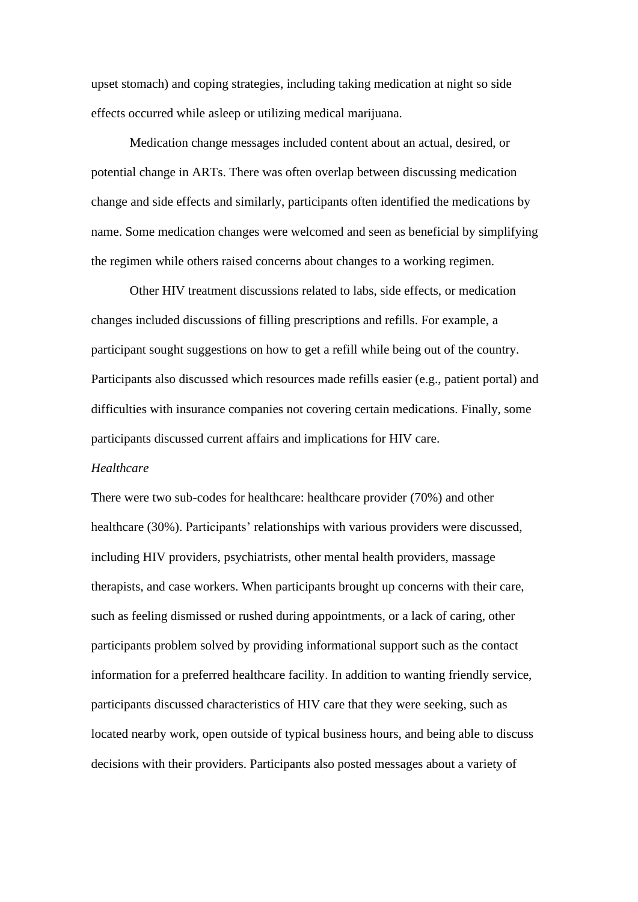upset stomach) and coping strategies, including taking medication at night so side effects occurred while asleep or utilizing medical marijuana.

Medication change messages included content about an actual, desired, or potential change in ARTs. There was often overlap between discussing medication change and side effects and similarly, participants often identified the medications by name. Some medication changes were welcomed and seen as beneficial by simplifying the regimen while others raised concerns about changes to a working regimen.

Other HIV treatment discussions related to labs, side effects, or medication changes included discussions of filling prescriptions and refills. For example, a participant sought suggestions on how to get a refill while being out of the country. Participants also discussed which resources made refills easier (e.g., patient portal) and difficulties with insurance companies not covering certain medications. Finally, some participants discussed current affairs and implications for HIV care.

*Healthcare*

There were two sub-codes for healthcare: healthcare provider (70%) and other healthcare (30%). Participants' relationships with various providers were discussed, including HIV providers, psychiatrists, other mental health providers, massage therapists, and case workers. When participants brought up concerns with their care, such as feeling dismissed or rushed during appointments, or a lack of caring, other participants problem solved by providing informational support such as the contact information for a preferred healthcare facility. In addition to wanting friendly service, participants discussed characteristics of HIV care that they were seeking, such as located nearby work, open outside of typical business hours, and being able to discuss decisions with their providers. Participants also posted messages about a variety of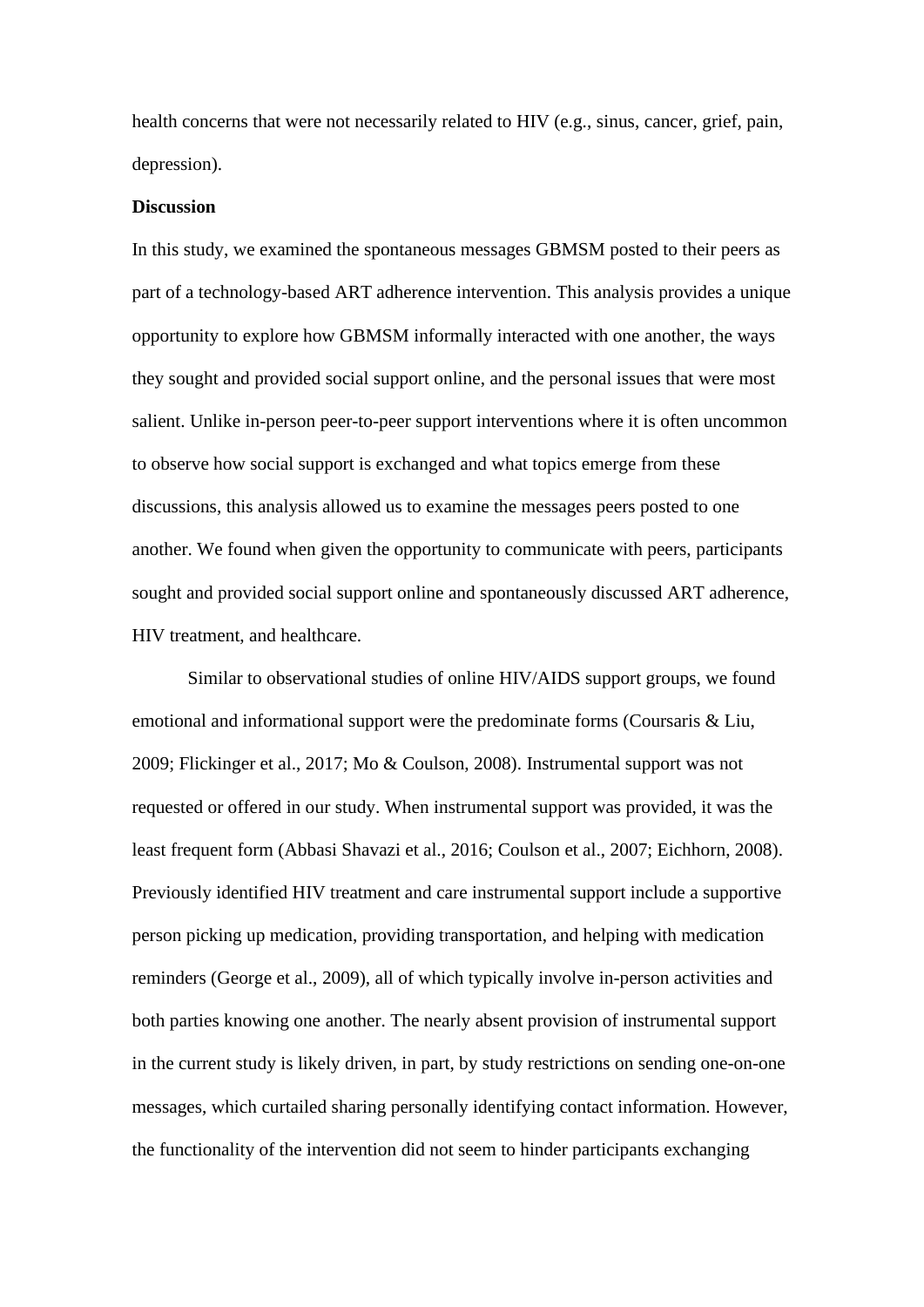health concerns that were not necessarily related to HIV (e.g., sinus, cancer, grief, pain, depression).

**Discussion**

In this study, we examined the spontaneous messages GBMSM posted to their peers as part of a technology-based ART adherence intervention. This analysis provides a unique opportunity to explore how GBMSM informally interacted with one another, the ways they sought and provided social support online, and the personal issues that were most salient. Unlike in-person peer-to-peer support interventions where it is often uncommon to observe how social support is exchanged and what topics emerge from these discussions, this analysis allowed us to examine the messages peers posted to one another. We found when given the opportunity to communicate with peers, participants sought and provided social support online and spontaneously discussed ART adherence, HIV treatment, and healthcare.

Similar to observational studies of online HIV/AIDS support groups, we found emotional and informational support were the predominate forms (Coursaris & Liu, 2009; Flickinger et al., 2017; Mo & Coulson, 2008). Instrumental support was not requested or offered in our study. When instrumental support was provided, it was the least frequent form (Abbasi Shavazi et al., 2016; Coulson et al., 2007; Eichhorn, 2008). Previously identified HIV treatment and care instrumental support include a supportive person picking up medication, providing transportation, and helping with medication reminders (George et al., 2009), all of which typically involve in-person activities and both parties knowing one another. The nearly absent provision of instrumental support in the current study is likely driven, in part, by study restrictions on sending one-on-one messages, which curtailed sharing personally identifying contact information. However, the functionality of the intervention did not seem to hinder participants exchanging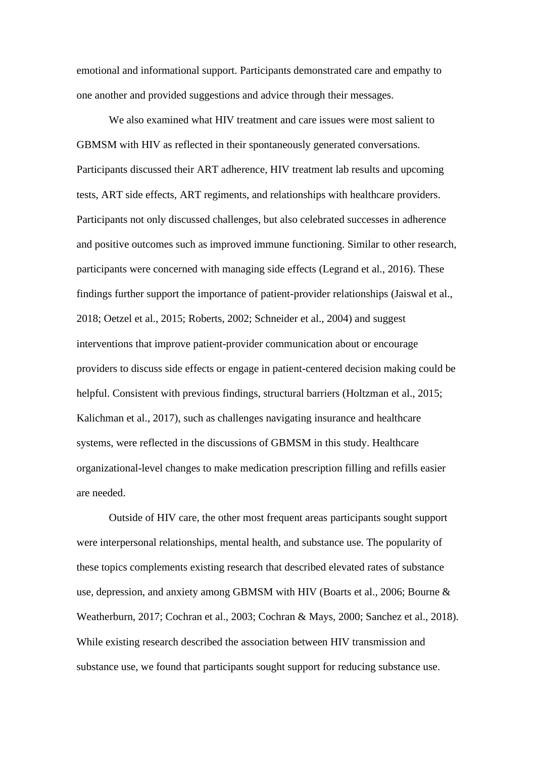emotional and informational support. Participants demonstrated care and empathy to one another and provided suggestions and advice through their messages.

We also examined what HIV treatment and care issues were most salient to GBMSM with HIV as reflected in their spontaneously generated conversations. Participants discussed their ART adherence, HIV treatment lab results and upcoming tests, ART side effects, ART regiments, and relationships with healthcare providers. Participants not only discussed challenges, but also celebrated successes in adherence and positive outcomes such as improved immune functioning. Similar to other research, participants were concerned with managing side effects (Legrand et al., 2016). These findings further support the importance of patient-provider relationships (Jaiswal et al., 2018; Oetzel et al., 2015; Roberts, 2002; Schneider et al., 2004) and suggest interventions that improve patient-provider communication about or encourage providers to discuss side effects or engage in patient-centered decision making could be helpful. Consistent with previous findings, structural barriers (Holtzman et al., 2015; Kalichman et al., 2017), such as challenges navigating insurance and healthcare systems, were reflected in the discussions of GBMSM in this study. Healthcare organizational-level changes to make medication prescription filling and refills easier are needed.

Outside of HIV care, the other most frequent areas participants sought support were interpersonal relationships, mental health, and substance use. The popularity of these topics complements existing research that described elevated rates of substance use, depression, and anxiety among GBMSM with HIV (Boarts et al., 2006; Bourne & Weatherburn, 2017; Cochran et al., 2003; Cochran & Mays, 2000; Sanchez et al., 2018). While existing research described the association between HIV transmission and substance use, we found that participants sought support for reducing substance use.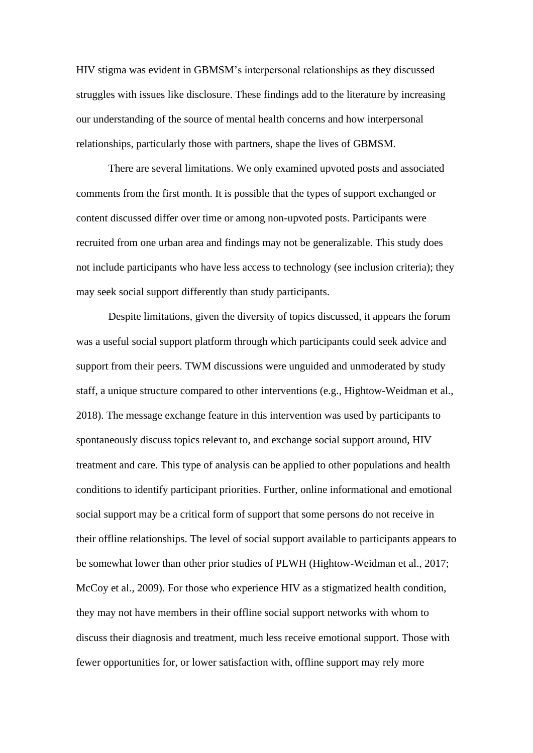HIV stigma was evident in GBMSM's interpersonal relationships as they discussed struggles with issues like disclosure. These findings add to the literature by increasing our understanding of the source of mental health concerns and how interpersonal relationships, particularly those with partners, shape the lives of GBMSM.

There are several limitations. We only examined upvoted posts and associated comments from the first month. It is possible that the types of support exchanged or content discussed differ over time or among non-upvoted posts. Participants were recruited from one urban area and findings may not be generalizable. This study does not include participants who have less access to technology (see inclusion criteria); they may seek social support differently than study participants.

Despite limitations, given the diversity of topics discussed, it appears the forum was a useful social support platform through which participants could seek advice and support from their peers. TWM discussions were unguided and unmoderated by study staff, a unique structure compared to other interventions (e.g., Hightow-Weidman et al., 2018). The message exchange feature in this intervention was used by participants to spontaneously discuss topics relevant to, and exchange social support around, HIV treatment and care. This type of analysis can be applied to other populations and health conditions to identify participant priorities. Further, online informational and emotional social support may be a critical form of support that some persons do not receive in their offline relationships. The level of social support available to participants appears to be somewhat lower than other prior studies of PLWH (Hightow-Weidman et al., 2017; McCoy et al., 2009). For those who experience HIV as a stigmatized health condition, they may not have members in their offline social support networks with whom to discuss their diagnosis and treatment, much less receive emotional support. Those with fewer opportunities for, or lower satisfaction with, offline support may rely more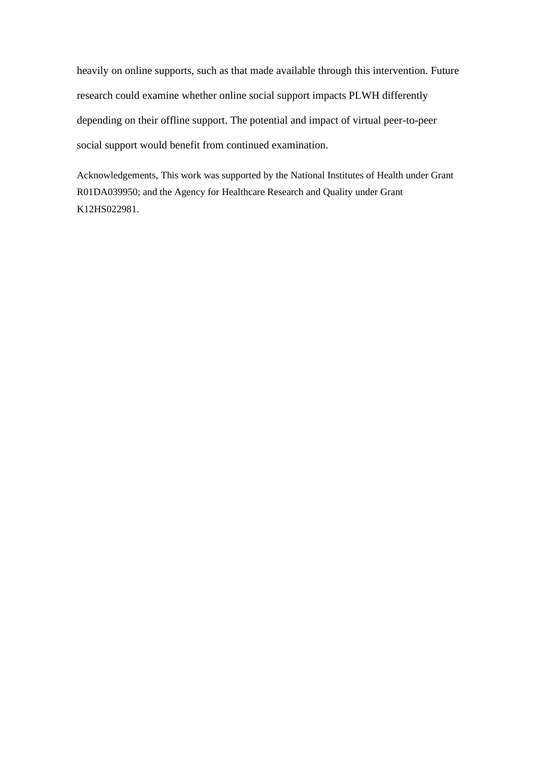heavily on online supports, such as that made available through this intervention. Future research could examine whether online social support impacts PLWH differently depending on their offline support. The potential and impact of virtual peer-to-peer social support would benefit from continued examination.

Acknowledgements, This work was supported by the National Institutes of Health under Grant R01DA039950; and the Agency for Healthcare Research and Quality under Grant K12HS022981.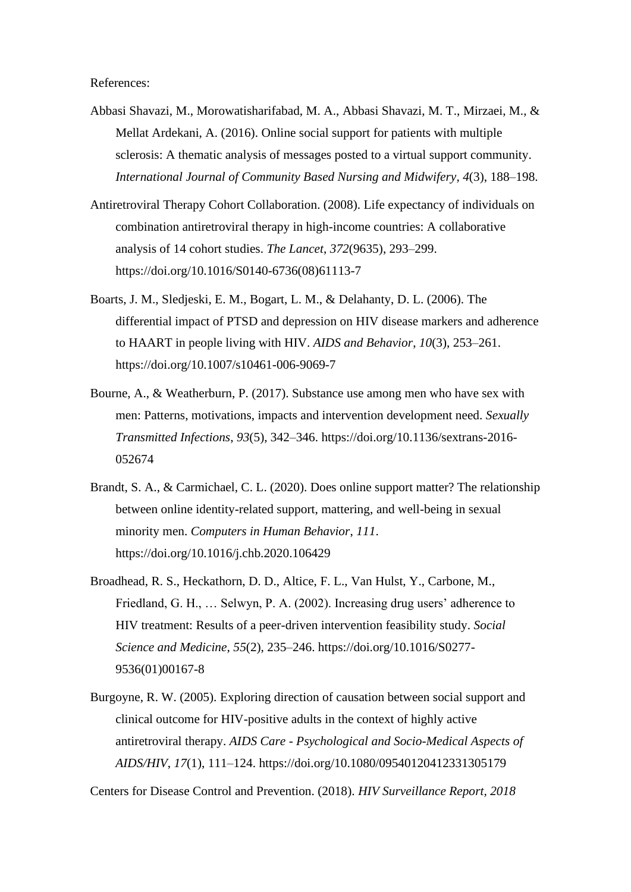References:

Abbasi Shavazi, M., Morowatisharifabad, M. A., Abbasi Shavazi, M. T., Mirzaei, M., & Mellat Ardekani, A. (2016). Online social support for patients with multiple sclerosis: A thematic analysis of messages posted to a virtual support community. *International Journal of Community Based Nursing and Midwifery*, *4*(3), 188–198.

Antiretroviral Therapy Cohort Collaboration. (2008). Life expectancy of individuals on combination antiretroviral therapy in high-income countries: A collaborative analysis of 14 cohort studies. *The Lancet*, *372*(9635), 293–299. https://doi.org/10.1016/S0140-6736(08)61113-7

Boarts, J. M., Sledjeski, E. M., Bogart, L. M., & Delahanty, D. L. (2006). The differential impact of PTSD and depression on HIV disease markers and adherence to HAART in people living with HIV. *AIDS and Behavior*, *10*(3), 253–261. https://doi.org/10.1007/s10461-006-9069-7

Bourne, A., & Weatherburn, P. (2017). Substance use among men who have sex with men: Patterns, motivations, impacts and intervention development need. *Sexually Transmitted Infections*, *93*(5), 342–346. https://doi.org/10.1136/sextrans-2016-052674

Brandt, S. A., & Carmichael, C. L. (2020). Does online support matter? The relationship between online identity-related support, mattering, and well-being in sexual minority men. *Computers in Human Behavior*, *111*. https://doi.org/10.1016/j.chb.2020.106429

Broadhead, R. S., Heckathorn, D. D., Altice, F. L., Van Hulst, Y., Carbone, M., Friedland, G. H., … Selwyn, P. A. (2002). Increasing drug users' adherence to HIV treatment: Results of a peer-driven intervention feasibility study. *Social Science and Medicine*, *55*(2), 235–246. https://doi.org/10.1016/S0277-9536(01)00167-8

Burgoyne, R. W. (2005). Exploring direction of causation between social support and clinical outcome for HIV-positive adults in the context of highly active antiretroviral therapy. *AIDS Care - Psychological and Socio-Medical Aspects of AIDS/HIV*, *17*(1), 111–124. https://doi.org/10.1080/09540120412331305179

Centers for Disease Control and Prevention. (2018). *HIV Surveillance Report, 2018*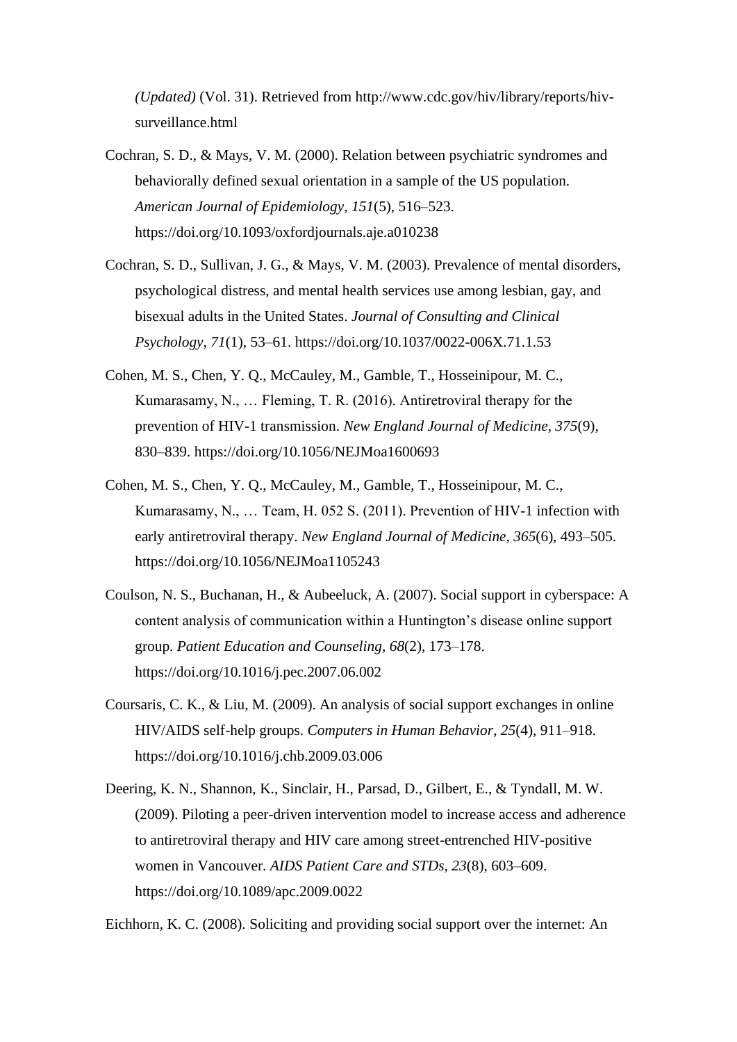*(Updated)* (Vol. 31). Retrieved from http://www.cdc.gov/hiv/library/reports/hiv-surveillance.html

Cochran, S. D., & Mays, V. M. (2000). Relation between psychiatric syndromes and behaviorally defined sexual orientation in a sample of the US population. *American Journal of Epidemiology*, *151*(5), 516–523. https://doi.org/10.1093/oxfordjournals.aje.a010238

Cochran, S. D., Sullivan, J. G., & Mays, V. M. (2003). Prevalence of mental disorders, psychological distress, and mental health services use among lesbian, gay, and bisexual adults in the United States. *Journal of Consulting and Clinical Psychology*, *71*(1), 53–61. https://doi.org/10.1037/0022-006X.71.1.53

Cohen, M. S., Chen, Y. Q., McCauley, M., Gamble, T., Hosseinipour, M. C., Kumarasamy, N., … Fleming, T. R. (2016). Antiretroviral therapy for the prevention of HIV-1 transmission. *New England Journal of Medicine*, *375*(9), 830–839. https://doi.org/10.1056/NEJMoa1600693

Cohen, M. S., Chen, Y. Q., McCauley, M., Gamble, T., Hosseinipour, M. C., Kumarasamy, N., … Team, H. 052 S. (2011). Prevention of HIV-1 infection with early antiretroviral therapy. *New England Journal of Medicine*, *365*(6), 493–505. https://doi.org/10.1056/NEJMoa1105243

Coulson, N. S., Buchanan, H., & Aubeeluck, A. (2007). Social support in cyberspace: A content analysis of communication within a Huntington's disease online support group. *Patient Education and Counseling*, *68*(2), 173–178. https://doi.org/10.1016/j.pec.2007.06.002

Coursaris, C. K., & Liu, M. (2009). An analysis of social support exchanges in online HIV/AIDS self-help groups. *Computers in Human Behavior*, *25*(4), 911–918. https://doi.org/10.1016/j.chb.2009.03.006

Deering, K. N., Shannon, K., Sinclair, H., Parsad, D., Gilbert, E., & Tyndall, M. W. (2009). Piloting a peer-driven intervention model to increase access and adherence to antiretroviral therapy and HIV care among street-entrenched HIV-positive women in Vancouver. *AIDS Patient Care and STDs*, *23*(8), 603–609. https://doi.org/10.1089/apc.2009.0022

Eichhorn, K. C. (2008). Soliciting and providing social support over the internet: An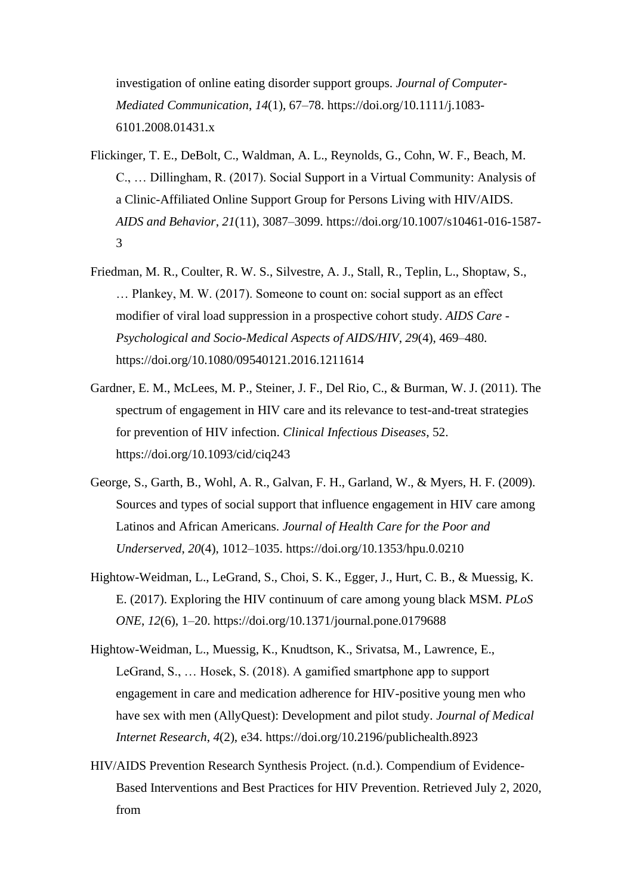investigation of online eating disorder support groups. *Journal of Computer-Mediated Communication*, *14*(1), 67–78. https://doi.org/10.1111/j.1083-6101.2008.01431.x

Flickinger, T. E., DeBolt, C., Waldman, A. L., Reynolds, G., Cohn, W. F., Beach, M. C., … Dillingham, R. (2017). Social Support in a Virtual Community: Analysis of a Clinic-Affiliated Online Support Group for Persons Living with HIV/AIDS. *AIDS and Behavior*, *21*(11), 3087–3099. https://doi.org/10.1007/s10461-016-1587-3

Friedman, M. R., Coulter, R. W. S., Silvestre, A. J., Stall, R., Teplin, L., Shoptaw, S., … Plankey, M. W. (2017). Someone to count on: social support as an effect modifier of viral load suppression in a prospective cohort study. *AIDS Care - Psychological and Socio-Medical Aspects of AIDS/HIV*, *29*(4), 469–480. https://doi.org/10.1080/09540121.2016.1211614

Gardner, E. M., McLees, M. P., Steiner, J. F., Del Rio, C., & Burman, W. J. (2011). The spectrum of engagement in HIV care and its relevance to test-and-treat strategies for prevention of HIV infection. *Clinical Infectious Diseases*, 52. https://doi.org/10.1093/cid/ciq243

George, S., Garth, B., Wohl, A. R., Galvan, F. H., Garland, W., & Myers, H. F. (2009). Sources and types of social support that influence engagement in HIV care among Latinos and African Americans. *Journal of Health Care for the Poor and Underserved*, *20*(4), 1012–1035. https://doi.org/10.1353/hpu.0.0210

Hightow-Weidman, L., LeGrand, S., Choi, S. K., Egger, J., Hurt, C. B., & Muessig, K. E. (2017). Exploring the HIV continuum of care among young black MSM. *PLoS ONE*, *12*(6), 1–20. https://doi.org/10.1371/journal.pone.0179688

Hightow-Weidman, L., Muessig, K., Knudtson, K., Srivatsa, M., Lawrence, E., LeGrand, S., … Hosek, S. (2018). A gamified smartphone app to support engagement in care and medication adherence for HIV-positive young men who have sex with men (AllyQuest): Development and pilot study. *Journal of Medical Internet Research*, *4*(2), e34. https://doi.org/10.2196/publichealth.8923

HIV/AIDS Prevention Research Synthesis Project. (n.d.). Compendium of Evidence-Based Interventions and Best Practices for HIV Prevention. Retrieved July 2, 2020, from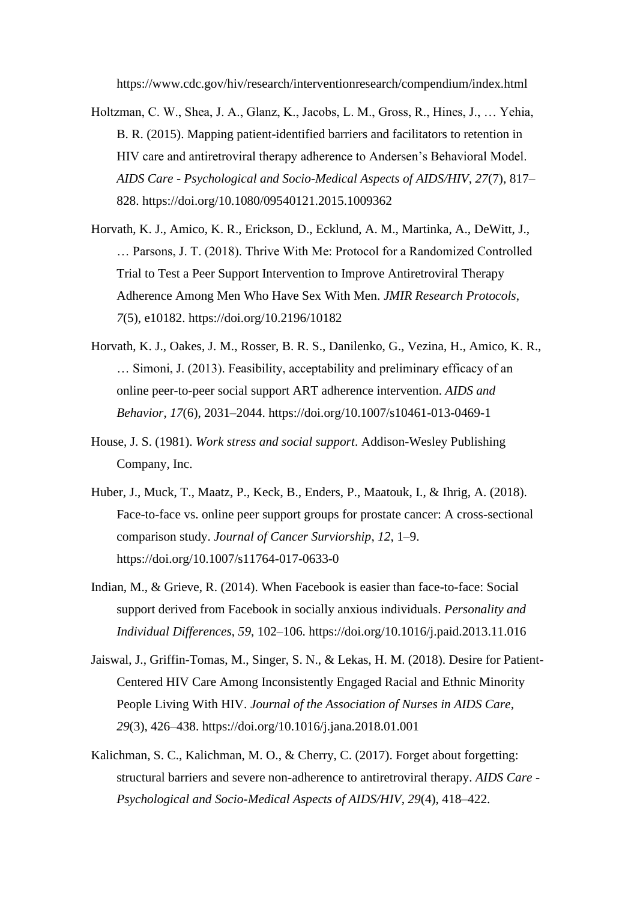https://www.cdc.gov/hiv/research/interventionresearch/compendium/index.html

Holtzman, C. W., Shea, J. A., Glanz, K., Jacobs, L. M., Gross, R., Hines, J., … Yehia, B. R. (2015). Mapping patient-identified barriers and facilitators to retention in HIV care and antiretroviral therapy adherence to Andersen's Behavioral Model. *AIDS Care - Psychological and Socio-Medical Aspects of AIDS/HIV*, *27*(7), 817–828. https://doi.org/10.1080/09540121.2015.1009362

Horvath, K. J., Amico, K. R., Erickson, D., Ecklund, A. M., Martinka, A., DeWitt, J., … Parsons, J. T. (2018). Thrive With Me: Protocol for a Randomized Controlled Trial to Test a Peer Support Intervention to Improve Antiretroviral Therapy Adherence Among Men Who Have Sex With Men. *JMIR Research Protocols*, *7*(5), e10182. https://doi.org/10.2196/10182

Horvath, K. J., Oakes, J. M., Rosser, B. R. S., Danilenko, G., Vezina, H., Amico, K. R., … Simoni, J. (2013). Feasibility, acceptability and preliminary efficacy of an online peer-to-peer social support ART adherence intervention. *AIDS and Behavior*, *17*(6), 2031–2044. https://doi.org/10.1007/s10461-013-0469-1

House, J. S. (1981). *Work stress and social support*. Addison-Wesley Publishing Company, Inc.

Huber, J., Muck, T., Maatz, P., Keck, B., Enders, P., Maatouk, I., & Ihrig, A. (2018). Face-to-face vs. online peer support groups for prostate cancer: A cross-sectional comparison study. *Journal of Cancer Surviorship*, *12*, 1–9. https://doi.org/10.1007/s11764-017-0633-0

Indian, M., & Grieve, R. (2014). When Facebook is easier than face-to-face: Social support derived from Facebook in socially anxious individuals. *Personality and Individual Differences*, *59*, 102–106. https://doi.org/10.1016/j.paid.2013.11.016

Jaiswal, J., Griffin-Tomas, M., Singer, S. N., & Lekas, H. M. (2018). Desire for Patient-Centered HIV Care Among Inconsistently Engaged Racial and Ethnic Minority People Living With HIV. *Journal of the Association of Nurses in AIDS Care*, *29*(3), 426–438. https://doi.org/10.1016/j.jana.2018.01.001

Kalichman, S. C., Kalichman, M. O., & Cherry, C. (2017). Forget about forgetting: structural barriers and severe non-adherence to antiretroviral therapy. *AIDS Care - Psychological and Socio-Medical Aspects of AIDS/HIV*, *29*(4), 418–422.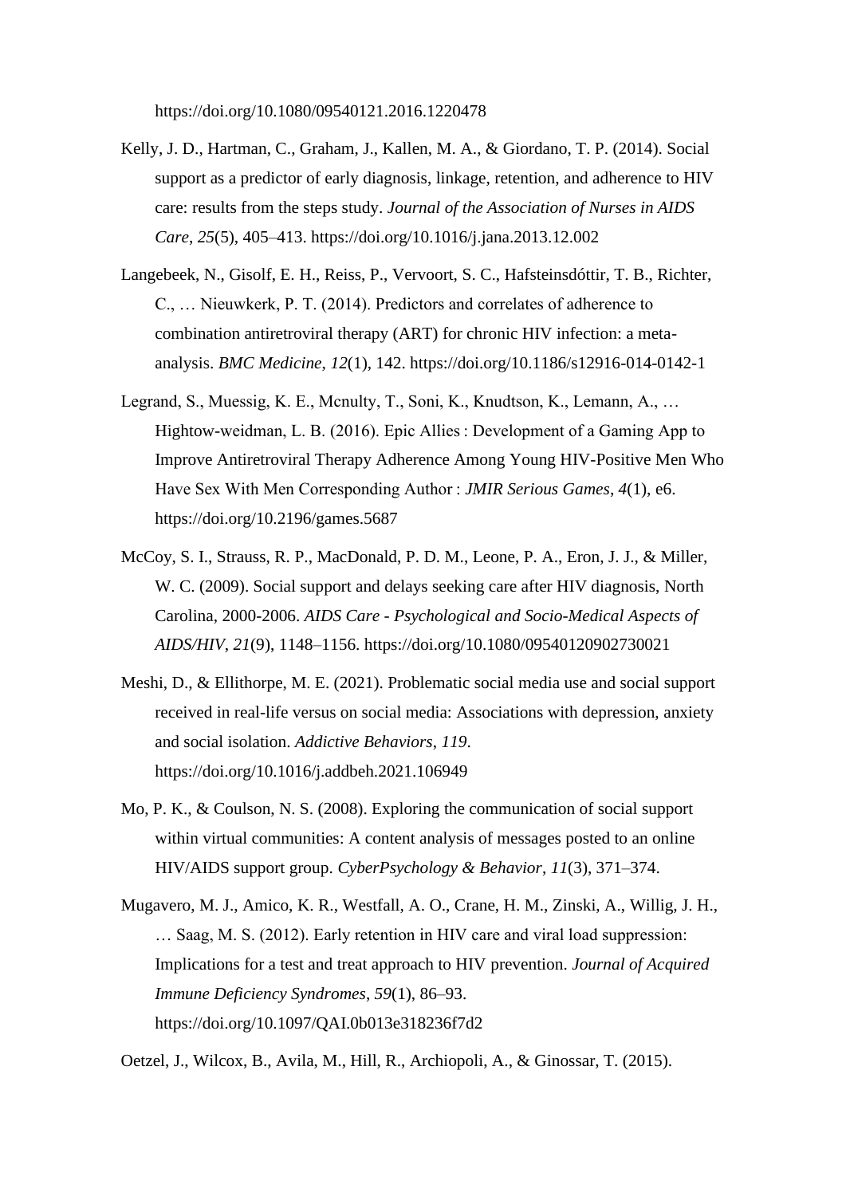https://doi.org/10.1080/09540121.2016.1220478

Kelly, J. D., Hartman, C., Graham, J., Kallen, M. A., & Giordano, T. P. (2014). Social support as a predictor of early diagnosis, linkage, retention, and adherence to HIV care: results from the steps study. *Journal of the Association of Nurses in AIDS Care*, *25*(5), 405–413. https://doi.org/10.1016/j.jana.2013.12.002

Langebeek, N., Gisolf, E. H., Reiss, P., Vervoort, S. C., Hafsteinsdóttir, T. B., Richter, C., … Nieuwkerk, P. T. (2014). Predictors and correlates of adherence to combination antiretroviral therapy (ART) for chronic HIV infection: a meta-analysis. *BMC Medicine*, *12*(1), 142. https://doi.org/10.1186/s12916-014-0142-1

Legrand, S., Muessig, K. E., Mcnulty, T., Soni, K., Knudtson, K., Lemann, A., … Hightow-weidman, L. B. (2016). Epic Allies : Development of a Gaming App to Improve Antiretroviral Therapy Adherence Among Young HIV-Positive Men Who Have Sex With Men Corresponding Author : *JMIR Serious Games*, *4*(1), e6. https://doi.org/10.2196/games.5687

McCoy, S. I., Strauss, R. P., MacDonald, P. D. M., Leone, P. A., Eron, J. J., & Miller, W. C. (2009). Social support and delays seeking care after HIV diagnosis, North Carolina, 2000-2006. *AIDS Care - Psychological and Socio-Medical Aspects of AIDS/HIV*, *21*(9), 1148–1156. https://doi.org/10.1080/09540120902730021

Meshi, D., & Ellithorpe, M. E. (2021). Problematic social media use and social support received in real-life versus on social media: Associations with depression, anxiety and social isolation. *Addictive Behaviors*, *119*. https://doi.org/10.1016/j.addbeh.2021.106949

Mo, P. K., & Coulson, N. S. (2008). Exploring the communication of social support within virtual communities: A content analysis of messages posted to an online HIV/AIDS support group. *CyberPsychology & Behavior*, *11*(3), 371–374.

Mugavero, M. J., Amico, K. R., Westfall, A. O., Crane, H. M., Zinski, A., Willig, J. H., … Saag, M. S. (2012). Early retention in HIV care and viral load suppression: Implications for a test and treat approach to HIV prevention. *Journal of Acquired Immune Deficiency Syndromes*, *59*(1), 86–93. https://doi.org/10.1097/QAI.0b013e318236f7d2

Oetzel, J., Wilcox, B., Avila, M., Hill, R., Archiopoli, A., & Ginossar, T. (2015).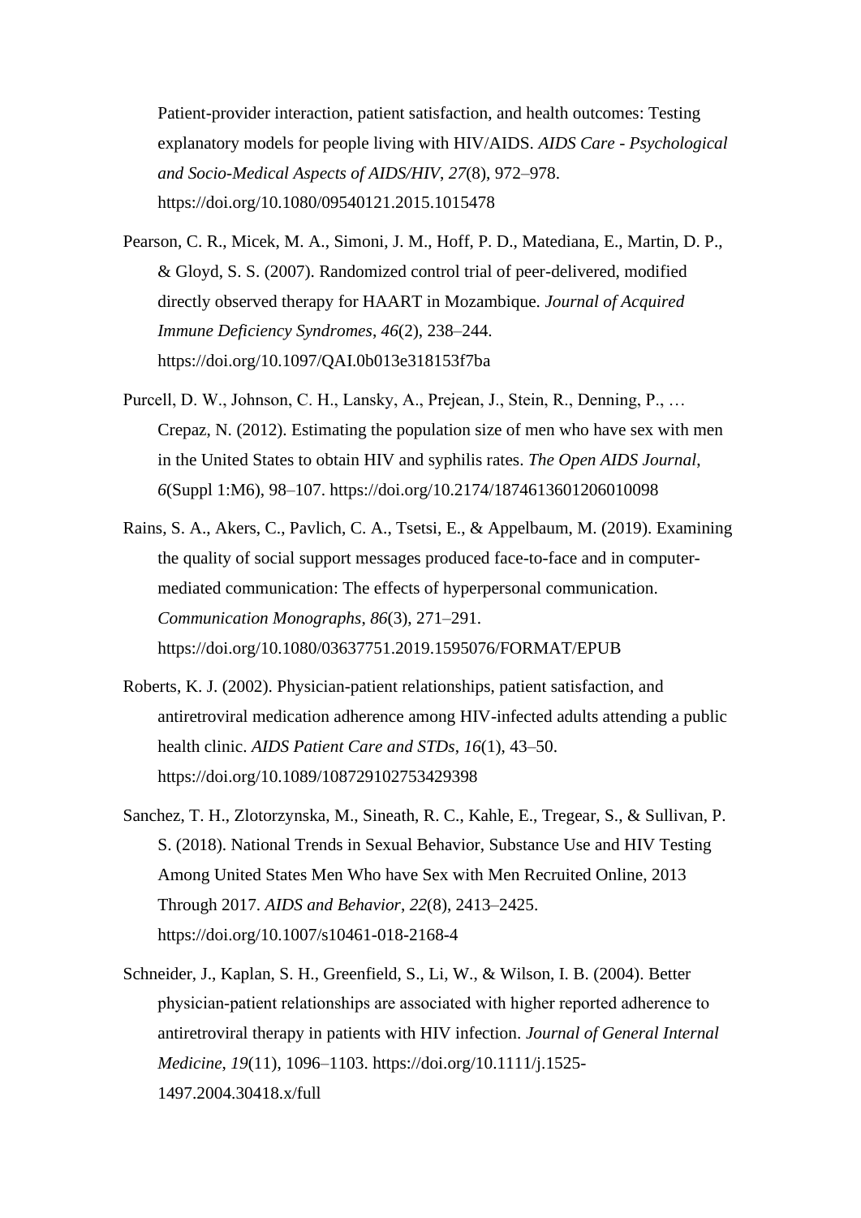Patient-provider interaction, patient satisfaction, and health outcomes: Testing explanatory models for people living with HIV/AIDS. *AIDS Care - Psychological and Socio-Medical Aspects of AIDS/HIV*, *27*(8), 972–978. https://doi.org/10.1080/09540121.2015.1015478

Pearson, C. R., Micek, M. A., Simoni, J. M., Hoff, P. D., Matediana, E., Martin, D. P., & Gloyd, S. S. (2007). Randomized control trial of peer-delivered, modified directly observed therapy for HAART in Mozambique. *Journal of Acquired Immune Deficiency Syndromes*, *46*(2), 238–244. https://doi.org/10.1097/QAI.0b013e318153f7ba

Purcell, D. W., Johnson, C. H., Lansky, A., Prejean, J., Stein, R., Denning, P., … Crepaz, N. (2012). Estimating the population size of men who have sex with men in the United States to obtain HIV and syphilis rates. *The Open AIDS Journal*, *6*(Suppl 1:M6), 98–107. https://doi.org/10.2174/1874613601206010098

Rains, S. A., Akers, C., Pavlich, C. A., Tsetsi, E., & Appelbaum, M. (2019). Examining the quality of social support messages produced face-to-face and in computer-mediated communication: The effects of hyperpersonal communication. *Communication Monographs*, *86*(3), 271–291. https://doi.org/10.1080/03637751.2019.1595076/FORMAT/EPUB

Roberts, K. J. (2002). Physician-patient relationships, patient satisfaction, and antiretroviral medication adherence among HIV-infected adults attending a public health clinic. *AIDS Patient Care and STDs*, *16*(1), 43–50. https://doi.org/10.1089/108729102753429398

Sanchez, T. H., Zlotorzynska, M., Sineath, R. C., Kahle, E., Tregear, S., & Sullivan, P. S. (2018). National Trends in Sexual Behavior, Substance Use and HIV Testing Among United States Men Who have Sex with Men Recruited Online, 2013 Through 2017. *AIDS and Behavior*, *22*(8), 2413–2425. https://doi.org/10.1007/s10461-018-2168-4

Schneider, J., Kaplan, S. H., Greenfield, S., Li, W., & Wilson, I. B. (2004). Better physician-patient relationships are associated with higher reported adherence to antiretroviral therapy in patients with HIV infection. *Journal of General Internal Medicine*, *19*(11), 1096–1103. https://doi.org/10.1111/j.1525-1497.2004.30418.x/full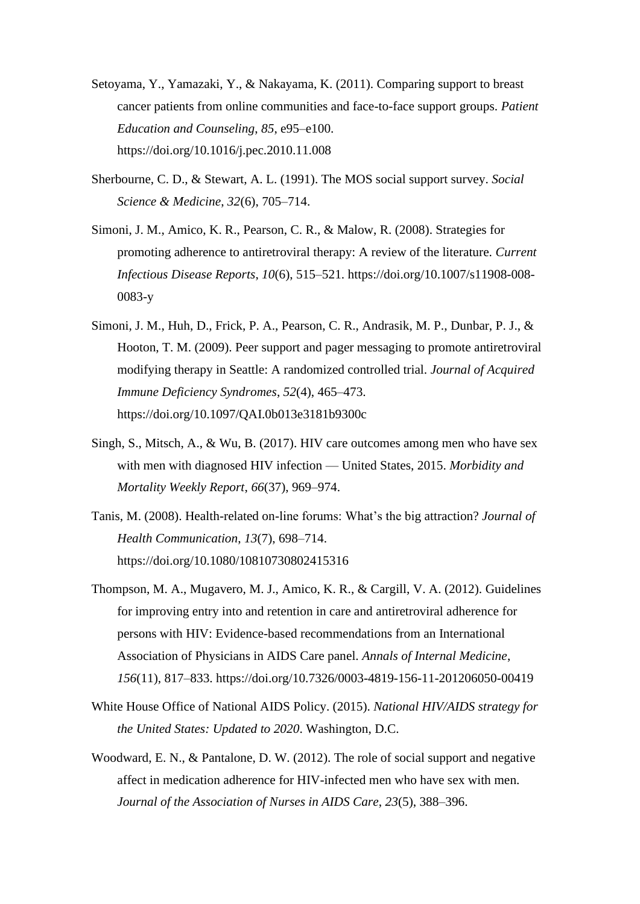Setoyama, Y., Yamazaki, Y., & Nakayama, K. (2011). Comparing support to breast cancer patients from online communities and face-to-face support groups. *Patient Education and Counseling*, *85*, e95–e100. https://doi.org/10.1016/j.pec.2010.11.008

Sherbourne, C. D., & Stewart, A. L. (1991). The MOS social support survey. *Social Science & Medicine*, *32*(6), 705–714.

Simoni, J. M., Amico, K. R., Pearson, C. R., & Malow, R. (2008). Strategies for promoting adherence to antiretroviral therapy: A review of the literature. *Current Infectious Disease Reports*, *10*(6), 515–521. https://doi.org/10.1007/s11908-008-0083-y

Simoni, J. M., Huh, D., Frick, P. A., Pearson, C. R., Andrasik, M. P., Dunbar, P. J., & Hooton, T. M. (2009). Peer support and pager messaging to promote antiretroviral modifying therapy in Seattle: A randomized controlled trial. *Journal of Acquired Immune Deficiency Syndromes*, *52*(4), 465–473. https://doi.org/10.1097/QAI.0b013e3181b9300c

Singh, S., Mitsch, A., & Wu, B. (2017). HIV care outcomes among men who have sex with men with diagnosed HIV infection — United States, 2015. *Morbidity and Mortality Weekly Report*, *66*(37), 969–974.

Tanis, M. (2008). Health-related on-line forums: What's the big attraction? *Journal of Health Communication*, *13*(7), 698–714. https://doi.org/10.1080/10810730802415316

Thompson, M. A., Mugavero, M. J., Amico, K. R., & Cargill, V. A. (2012). Guidelines for improving entry into and retention in care and antiretroviral adherence for persons with HIV: Evidence-based recommendations from an International Association of Physicians in AIDS Care panel. *Annals of Internal Medicine*, *156*(11), 817–833. https://doi.org/10.7326/0003-4819-156-11-201206050-00419

White House Office of National AIDS Policy. (2015). *National HIV/AIDS strategy for the United States: Updated to 2020*. Washington, D.C.

Woodward, E. N., & Pantalone, D. W. (2012). The role of social support and negative affect in medication adherence for HIV-infected men who have sex with men. *Journal of the Association of Nurses in AIDS Care*, *23*(5), 388–396.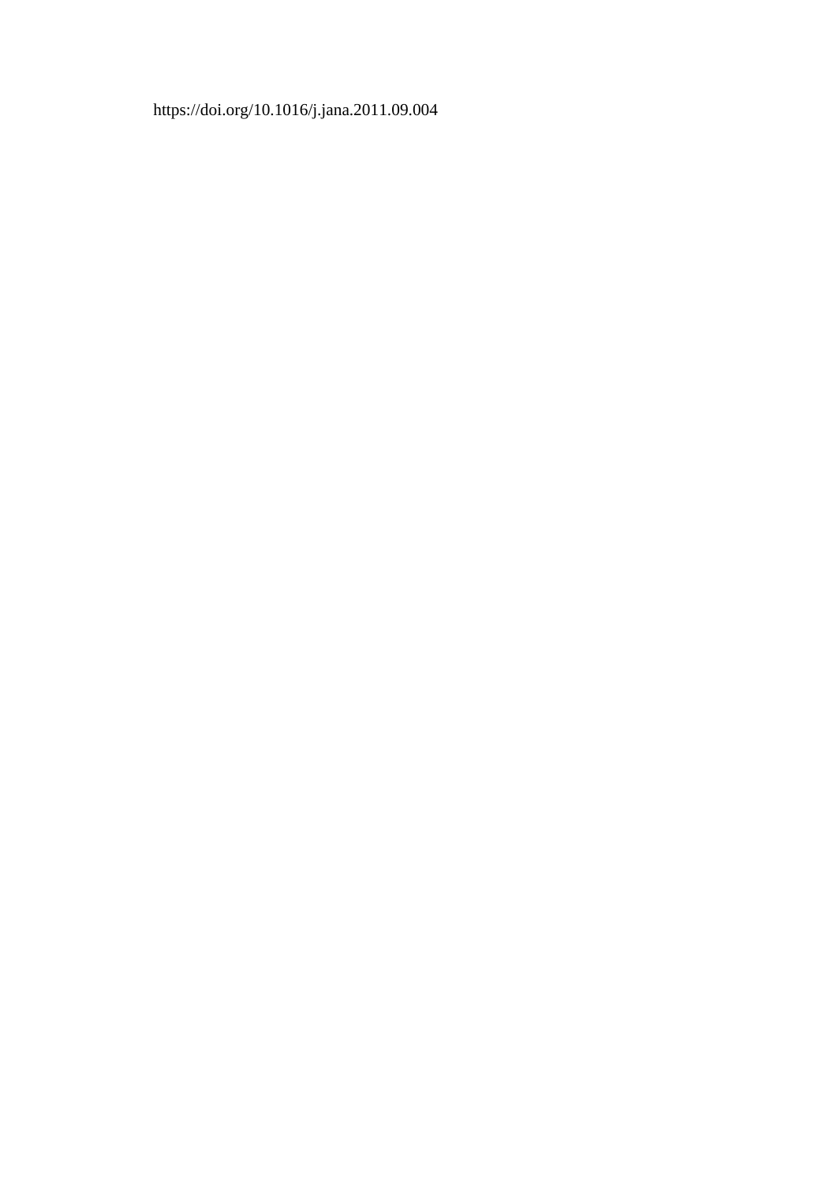https://doi.org/10.1016/j.jana.2011.09.004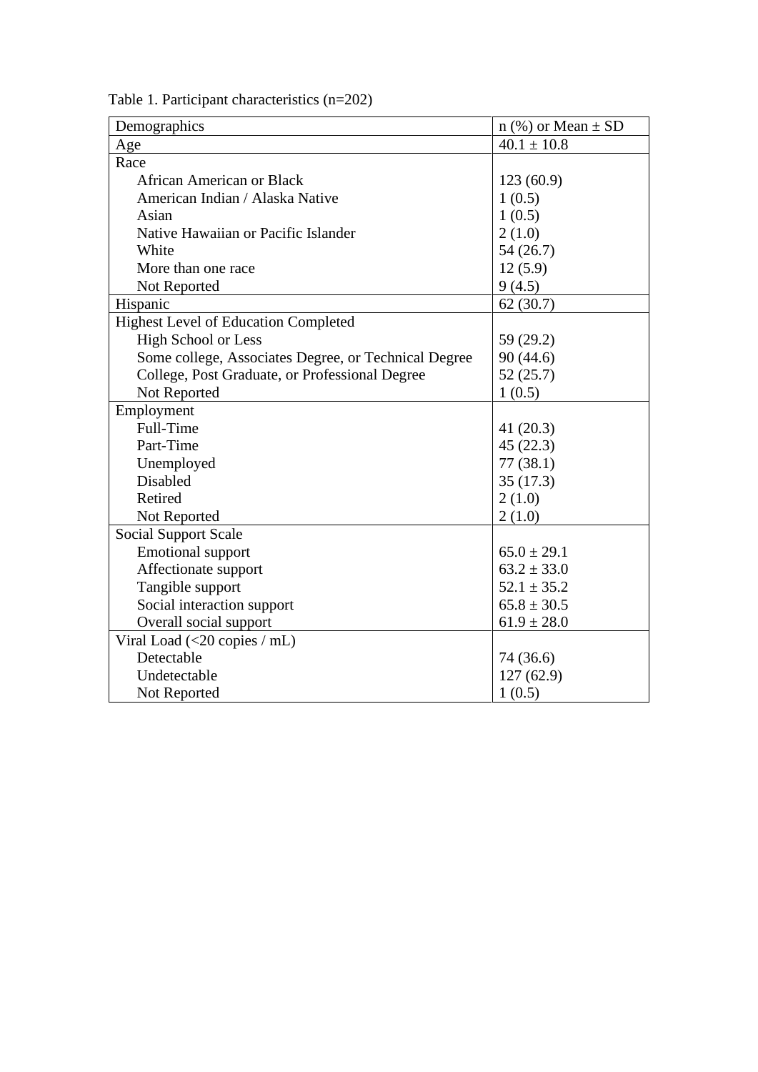Table 1. Participant characteristics (n=202)

| Demographics | n (%) or Mean ± SD |
|---|---|
| Age | 40.1 ± 10.8 |
| Race | |
| African American or Black | 123 (60.9) |
| American Indian / Alaska Native | 1 (0.5) |
| Asian | 1 (0.5) |
| Native Hawaiian or Pacific Islander | 2 (1.0) |
| White | 54 (26.7) |
| More than one race | 12 (5.9) |
| Not Reported | 9 (4.5) |
| Hispanic | 62 (30.7) |
| Highest Level of Education Completed | |
| High School or Less | 59 (29.2) |
| Some college, Associates Degree, or Technical Degree | 90 (44.6) |
| College, Post Graduate, or Professional Degree | 52 (25.7) |
| Not Reported | 1 (0.5) |
| Employment | |
| Full-Time | 41 (20.3) |
| Part-Time | 45 (22.3) |
| Unemployed | 77 (38.1) |
| Disabled | 35 (17.3) |
| Retired | 2 (1.0) |
| Not Reported | 2 (1.0) |
| Social Support Scale | |
| Emotional support | 65.0 ± 29.1 |
| Affectionate support | 63.2 ± 33.0 |
| Tangible support | 52.1 ± 35.2 |
| Social interaction support | 65.8 ± 30.5 |
| Overall social support | 61.9 ± 28.0 |
| Viral Load (<20 copies / mL) | |
| Detectable | 74 (36.6) |
| Undetectable | 127 (62.9) |
| Not Reported | 1 (0.5) |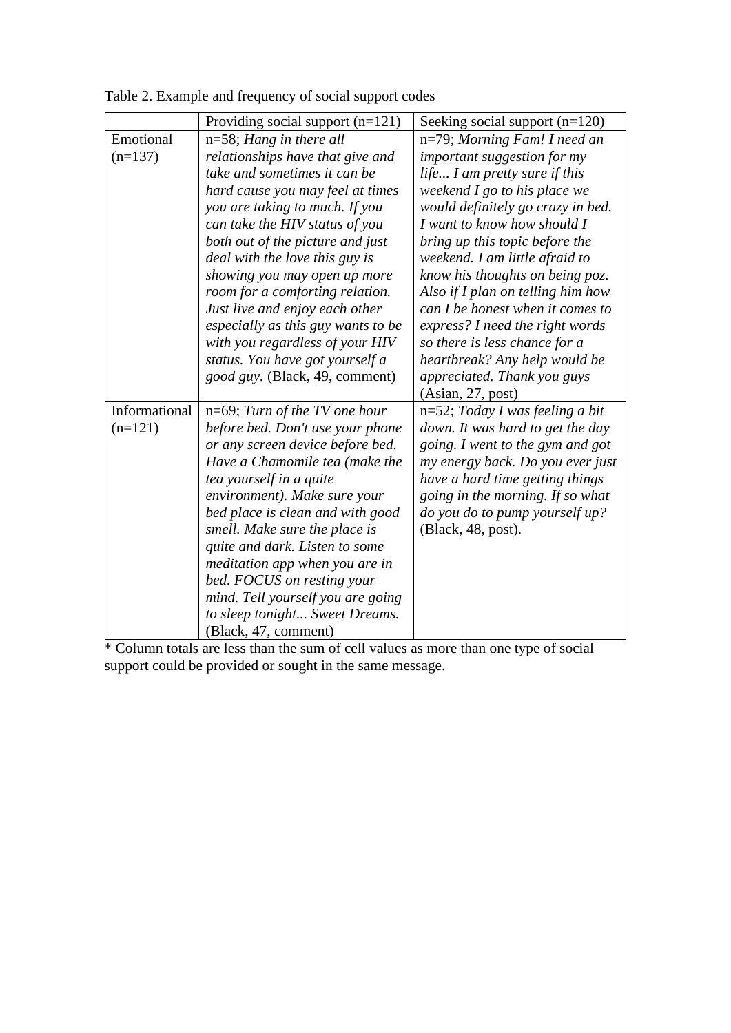Table 2. Example and frequency of social support codes

| | Providing social support (n=121) | Seeking social support (n=120) |
|---|---|---|
| Emotional (n=137) | n=58; *Hang in there all relationships have that give and take and sometimes it can be hard cause you may feel at times you are taking to much. If you can take the HIV status of you both out of the picture and just deal with the love this guy is showing you may open up more room for a comforting relation. Just live and enjoy each other especially as this guy wants to be with you regardless of your HIV status. You have got yourself a good guy.* (Black, 49, comment) | n=79; *Morning Fam! I need an important suggestion for my life... I am pretty sure if this weekend I go to his place we would definitely go crazy in bed. I want to know how should I bring up this topic before the weekend. I am little afraid to know his thoughts on being poz. Also if I plan on telling him how can I be honest when it comes to express? I need the right words so there is less chance for a heartbreak? Any help would be appreciated. Thank you guys* (Asian, 27, post) |
| Informational (n=121) | n=69; *Turn of the TV one hour before bed. Don't use your phone or any screen device before bed. Have a Chamomile tea (make the tea yourself in a quite environment). Make sure your bed place is clean and with good smell. Make sure the place is quite and dark. Listen to some meditation app when you are in bed. FOCUS on resting your mind. Tell yourself you are going to sleep tonight... Sweet Dreams.* (Black, 47, comment) | n=52; *Today I was feeling a bit down. It was hard to get the day going. I went to the gym and got my energy back. Do you ever just have a hard time getting things going in the morning. If so what do you do to pump yourself up?* (Black, 48, post). |

* Column totals are less than the sum of cell values as more than one type of social support could be provided or sought in the same message.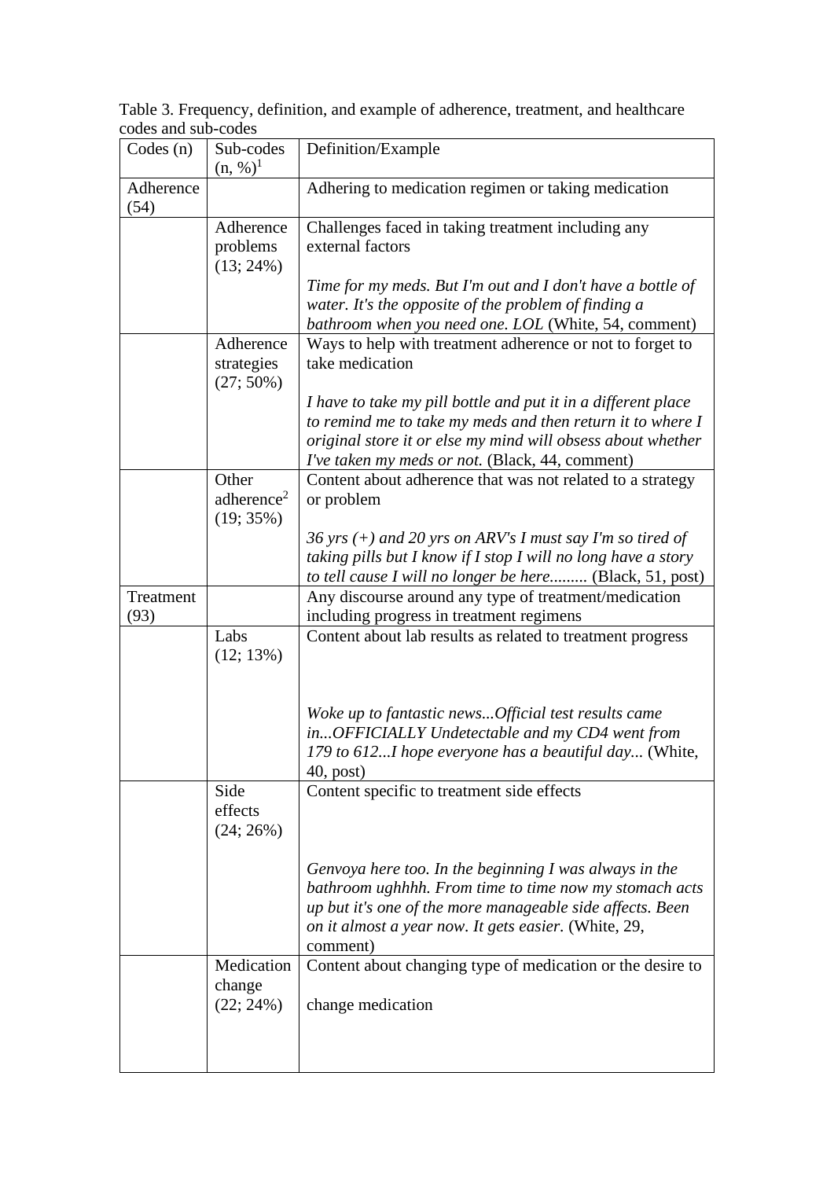Table 3. Frequency, definition, and example of adherence, treatment, and healthcare codes and sub-codes

| Codes (n) | Sub-codes (n, %)[1] | Definition/Example |
|---|---|---|
| Adherence (54) | | Adhering to medication regimen or taking medication |
| | Adherence problems (13; 24%) | Challenges faced in taking treatment including any external factors<br><br>*Time for my meds. But I'm out and I don't have a bottle of water. It's the opposite of the problem of finding a bathroom when you need one. LOL* (White, 54, comment) |
| | Adherence strategies (27; 50%) | Ways to help with treatment adherence or not to forget to take medication<br><br>*I have to take my pill bottle and put it in a different place to remind me to take my meds and then return it to where I original store it or else my mind will obsess about whether I've taken my meds or not.* (Black, 44, comment) |
| | Other adherence[2] (19; 35%) | Content about adherence that was not related to a strategy or problem<br><br>*36 yrs (+) and 20 yrs on ARV's I must say I'm so tired of taking pills but I know if I stop I will no long have a story to tell cause I will no longer be here.........* (Black, 51, post) |
| Treatment (93) | | Any discourse around any type of treatment/medication including progress in treatment regimens |
| | Labs (12; 13%) | Content about lab results as related to treatment progress<br><br>*Woke up to fantastic news...Official test results came in...OFFICIALLY Undetectable and my CD4 went from 179 to 612...I hope everyone has a beautiful day...* (White, 40, post) |
| | Side effects (24; 26%) | Content specific to treatment side effects<br><br>*Genvoya here too. In the beginning I was always in the bathroom ughhhh. From time to time now my stomach acts up but it's one of the more manageable side affects. Been on it almost a year now. It gets easier.* (White, 29, comment) |
| | Medication change (22; 24%) | Content about changing type of medication or the desire to change medication |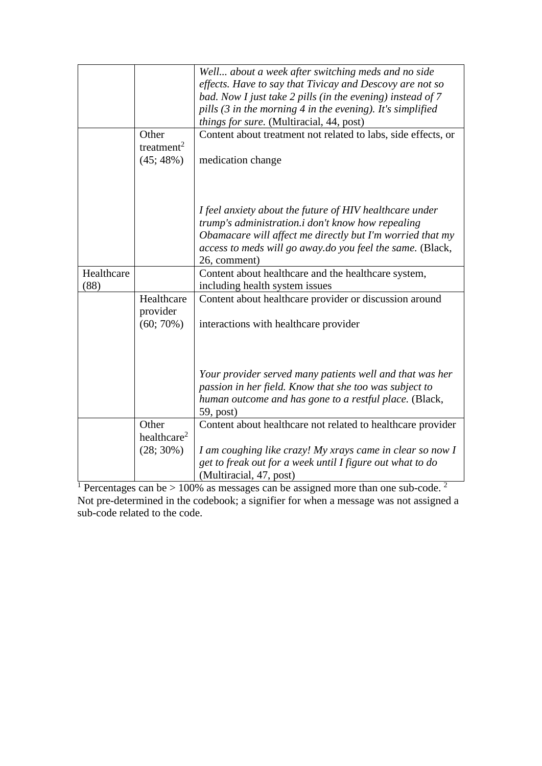| | | |
|---|---|---|
| | | *Well... about a week after switching meds and no side effects. Have to say that Tivicay and Descovy are not so bad. Now I just take 2 pills (in the evening) instead of 7 pills (3 in the morning 4 in the evening). It's simplified things for sure.* (Multiracial, 44, post) |
| | Other treatment[2] (45; 48%) | Content about treatment not related to labs, side effects, or medication change<br><br>*I feel anxiety about the future of HIV healthcare under trump's administration.i don't know how repealing Obamacare will affect me directly but I'm worried that my access to meds will go away.do you feel the same.* (Black, 26, comment) |
| Healthcare (88) | | Content about healthcare and the healthcare system, including health system issues |
| | Healthcare provider (60; 70%) | Content about healthcare provider or discussion around interactions with healthcare provider<br><br>*Your provider served many patients well and that was her passion in her field. Know that she too was subject to human outcome and has gone to a restful place.* (Black, 59, post) |
| | Other healthcare[2] (28; 30%) | Content about healthcare not related to healthcare provider<br><br>*I am coughing like crazy! My xrays came in clear so now I get to freak out for a week until I figure out what to do* (Multiracial, 47, post) |

[1] Percentages can be > 100% as messages can be assigned more than one sub-code. [2] Not pre-determined in the codebook; a signifier for when a message was not assigned a sub-code related to the code.